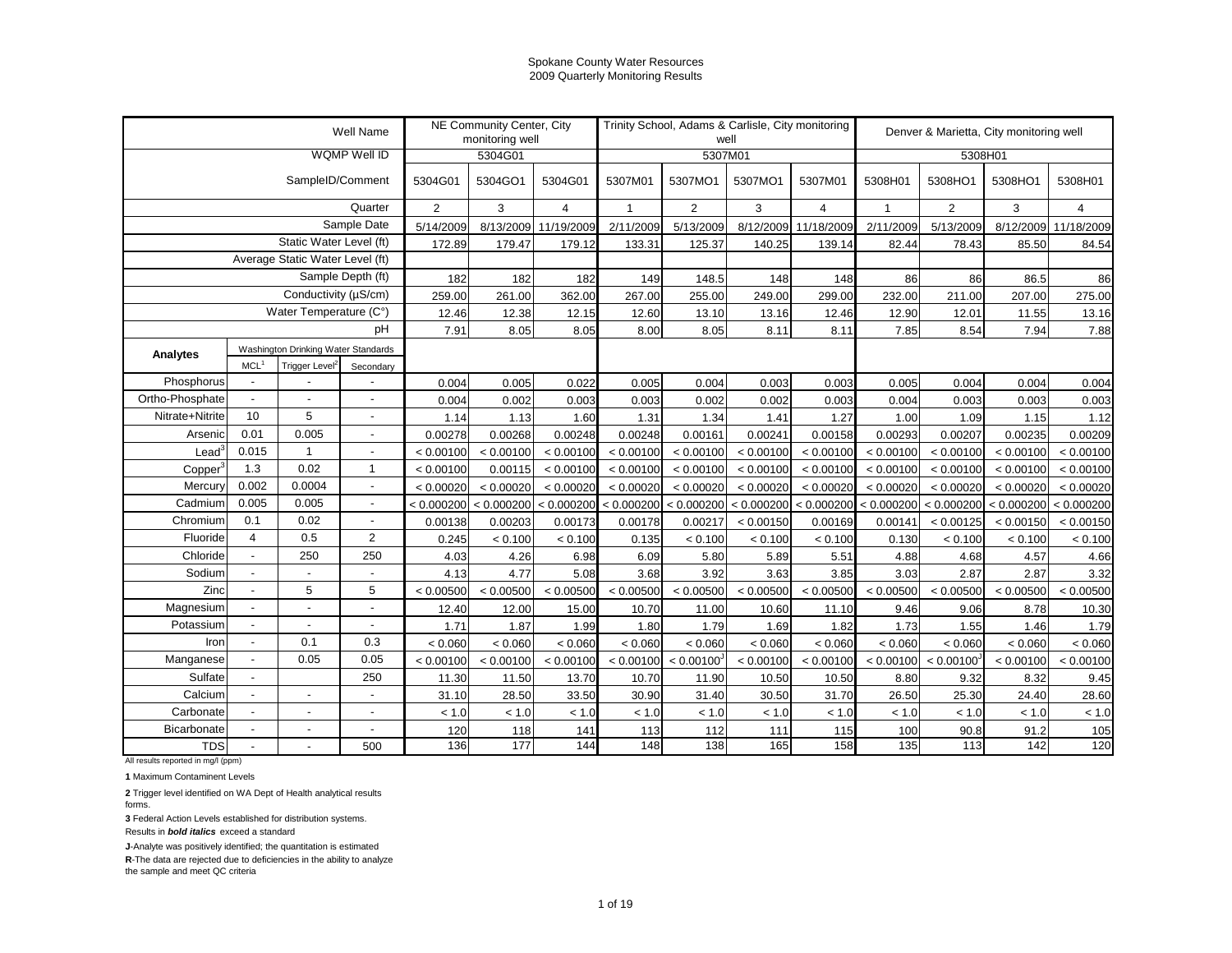Spokane County Water Resources
2009 Quarterly Monitoring Results

| | | | Well Name | NE Community Center, City monitoring well | | | Trinity School, Adams & Carlisle, City monitoring well | | | | Denver & Marietta, City monitoring well | | | |
|---|---|---|---|---|---|---|---|---|---|---|---|---|---|---|
| | | | WQMP Well ID | 5304G01 | | | 5307M01 | | | | 5308H01 | | | |
| | | | SampleID/Comment | 5304G01 | 5304GO1 | 5304G01 | 5307M01 | 5307MO1 | 5307MO1 | 5307M01 | 5308H01 | 5308HO1 | 5308HO1 | 5308H01 |
| | | | Quarter | 2 | 3 | 4 | 1 | 2 | 3 | 4 | 1 | 2 | 3 | 4 |
| | | | Sample Date | 5/14/2009 | 8/13/2009 | 11/19/2009 | 2/11/2009 | 5/13/2009 | 8/12/2009 | 11/18/2009 | 2/11/2009 | 5/13/2009 | 8/12/2009 | 11/18/2009 |
| | | | Static Water Level (ft) | 172.89 | 179.47 | 179.12 | 133.31 | 125.37 | 140.25 | 139.14 | 82.44 | 78.43 | 85.50 | 84.54 |
| | | | Average Static Water Level (ft) | | | | | | | | | | | |
| | | | Sample Depth (ft) | 182 | 182 | 182 | 149 | 148.5 | 148 | 148 | 86 | 86 | 86.5 | 86 |
| | | | Conductivity (µS/cm) | 259.00 | 261.00 | 362.00 | 267.00 | 255.00 | 249.00 | 299.00 | 232.00 | 211.00 | 207.00 | 275.00 |
| | | | Water Temperature (C°) | 12.46 | 12.38 | 12.15 | 12.60 | 13.10 | 13.16 | 12.46 | 12.90 | 12.01 | 11.55 | 13.16 |
| | | | pH | 7.91 | 8.05 | 8.05 | 8.00 | 8.05 | 8.11 | 8.11 | 7.85 | 8.54 | 7.94 | 7.88 |
| Analytes | Washington Drinking Water Standards | | | | | | | | | | | | | |
| | MCL[1] | Trigger Level[2] | Secondary | | | | | | | | | | | |
| Phosphorus | - | - | - | 0.004 | 0.005 | 0.022 | 0.005 | 0.004 | 0.003 | 0.003 | 0.005 | 0.004 | 0.004 | 0.004 |
| Ortho-Phosphate | - | - | - | 0.004 | 0.002 | 0.003 | 0.003 | 0.002 | 0.002 | 0.003 | 0.004 | 0.003 | 0.003 | 0.003 |
| Nitrate+Nitrite | 10 | 5 | - | 1.14 | 1.13 | 1.60 | 1.31 | 1.34 | 1.41 | 1.27 | 1.00 | 1.09 | 1.15 | 1.12 |
| Arsenic | 0.01 | 0.005 | - | 0.00278 | 0.00268 | 0.00248 | 0.00248 | 0.00161 | 0.00241 | 0.00158 | 0.00293 | 0.00207 | 0.00235 | 0.00209 |
| Lead[3] | 0.015 | 1 | - | < 0.00100 | < 0.00100 | < 0.00100 | < 0.00100 | < 0.00100 | < 0.00100 | < 0.00100 | < 0.00100 | < 0.00100 | < 0.00100 | < 0.00100 |
| Copper[3] | 1.3 | 0.02 | 1 | < 0.00100 | 0.00115 | < 0.00100 | < 0.00100 | < 0.00100 | < 0.00100 | < 0.00100 | < 0.00100 | < 0.00100 | < 0.00100 | < 0.00100 |
| Mercury | 0.002 | 0.0004 | - | < 0.00020 | < 0.00020 | < 0.00020 | < 0.00020 | < 0.00020 | < 0.00020 | < 0.00020 | < 0.00020 | < 0.00020 | < 0.00020 | < 0.00020 |
| Cadmium | 0.005 | 0.005 | - | < 0.000200 | < 0.000200 | < 0.000200 | < 0.000200 | < 0.000200 | < 0.000200 | < 0.000200 | < 0.000200 | < 0.000200 | < 0.000200 | < 0.000200 |
| Chromium | 0.1 | 0.02 | - | 0.00138 | 0.00203 | 0.00173 | 0.00178 | 0.00217 | < 0.00150 | 0.00169 | 0.00141 | < 0.00125 | < 0.00150 | < 0.00150 |
| Fluoride | 4 | 0.5 | 2 | 0.245 | < 0.100 | < 0.100 | 0.135 | < 0.100 | < 0.100 | < 0.100 | 0.130 | < 0.100 | < 0.100 | < 0.100 |
| Chloride | - | 250 | 250 | 4.03 | 4.26 | 6.98 | 6.09 | 5.80 | 5.89 | 5.51 | 4.88 | 4.68 | 4.57 | 4.66 |
| Sodium | - | - | - | 4.13 | 4.77 | 5.08 | 3.68 | 3.92 | 3.63 | 3.85 | 3.03 | 2.87 | 2.87 | 3.32 |
| Zinc | - | 5 | 5 | < 0.00500 | < 0.00500 | < 0.00500 | < 0.00500 | < 0.00500 | < 0.00500 | < 0.00500 | < 0.00500 | < 0.00500 | < 0.00500 | < 0.00500 |
| Magnesium | - | - | - | 12.40 | 12.00 | 15.00 | 10.70 | 11.00 | 10.60 | 11.10 | 9.46 | 9.06 | 8.78 | 10.30 |
| Potassium | - | - | - | 1.71 | 1.87 | 1.99 | 1.80 | 1.79 | 1.69 | 1.82 | 1.73 | 1.55 | 1.46 | 1.79 |
| Iron | - | 0.1 | 0.3 | < 0.060 | < 0.060 | < 0.060 | < 0.060 | < 0.060 | < 0.060 | < 0.060 | < 0.060 | < 0.060 | < 0.060 | < 0.060 |
| Manganese | - | 0.05 | 0.05 | < 0.00100 | < 0.00100 | < 0.00100 | < 0.00100 | < 0.00100[J] | < 0.00100 | < 0.00100 | < 0.00100 | < 0.00100[J] | < 0.00100 | < 0.00100 |
| Sulfate | - | | 250 | 11.30 | 11.50 | 13.70 | 10.70 | 11.90 | 10.50 | 10.50 | 8.80 | 9.32 | 8.32 | 9.45 |
| Calcium | - | - | - | 31.10 | 28.50 | 33.50 | 30.90 | 31.40 | 30.50 | 31.70 | 26.50 | 25.30 | 24.40 | 28.60 |
| Carbonate | - | - | - | < 1.0 | < 1.0 | < 1.0 | < 1.0 | < 1.0 | < 1.0 | < 1.0 | < 1.0 | < 1.0 | < 1.0 | < 1.0 |
| Bicarbonate | - | - | - | 120 | 118 | 141 | 113 | 112 | 111 | 115 | 100 | 90.8 | 91.2 | 105 |
| TDS | - | - | 500 | 136 | 177 | 144 | 148 | 138 | 165 | 158 | 135 | 113 | 142 | 120 |

All results reported in mg/l (ppm)

**1** Maximum Contaminent Levels

**2** Trigger level identified on WA Dept of Health analytical results forms.

**3** Federal Action Levels established for distribution systems.

Results in ***bold italics*** exceed a standard

**J**-Analyte was positively identified; the quantitation is estimated

**R**-The data are rejected due to deficiencies in the ability to analyze the sample and meet QC criteria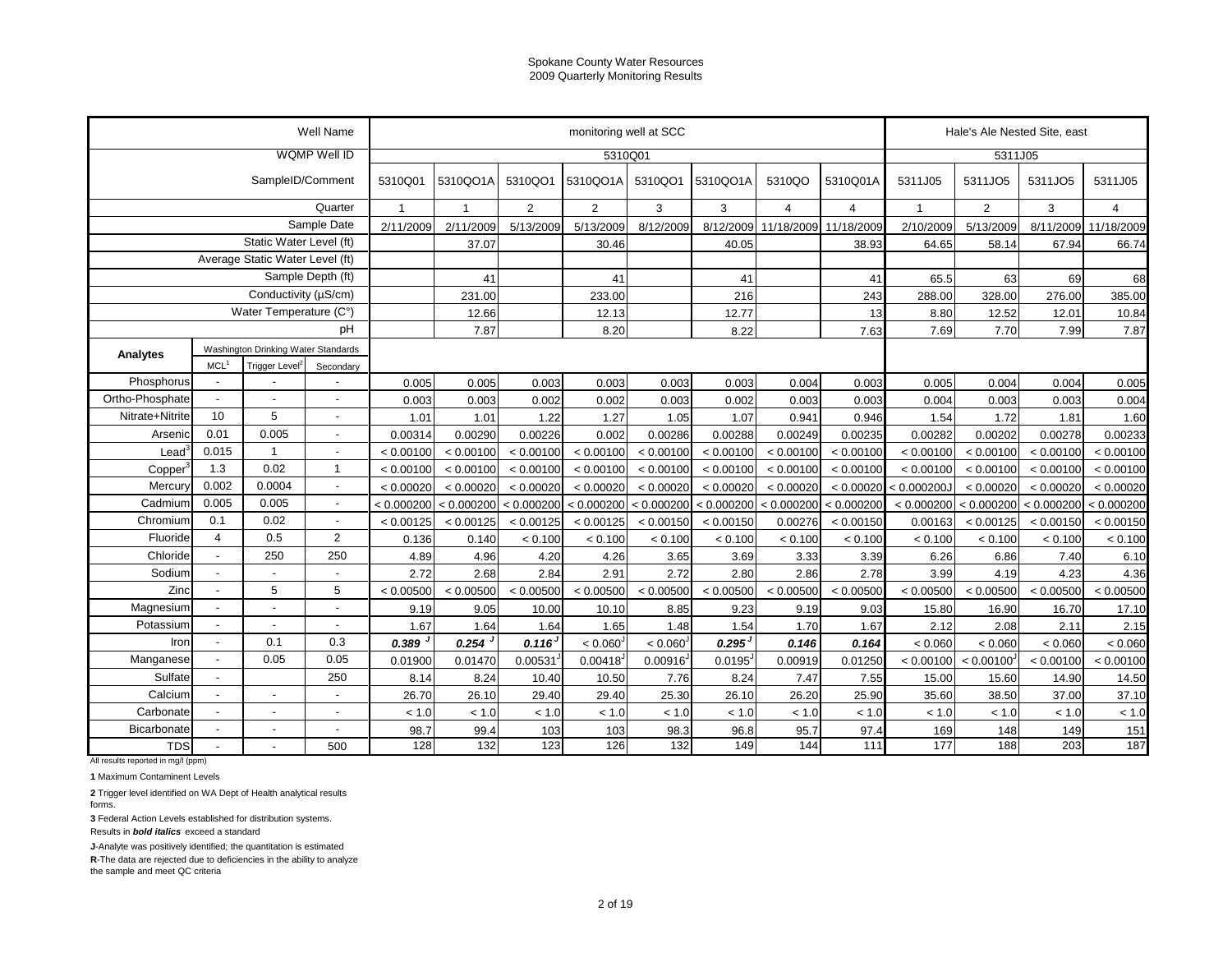Spokane County Water Resources
2009 Quarterly Monitoring Results

| | | | Well Name | monitoring well at SCC | | | | | | | | Hale's Ale Nested Site, east | | | |
|---|---|---|---|---|---|---|---|---|---|---|---|---|---|---|---|
| | | | WQMP Well ID | 5310Q01 | | | | | | | | 5311J05 | | | |
| | | | SampleID/Comment | 5310Q01 | 5310QO1A | 5310QO1 | 5310QO1A | 5310QO1 | 5310QO1A | 5310QO | 5310Q01A | 5311J05 | 5311JO5 | 5311JO5 | 5311J05 |
| | | | Quarter | 1 | 1 | 2 | 2 | 3 | 3 | 4 | 4 | 1 | 2 | 3 | 4 |
| | | | Sample Date | 2/11/2009 | 2/11/2009 | 5/13/2009 | 5/13/2009 | 8/12/2009 | 8/12/2009 | 11/18/2009 | 11/18/2009 | 2/10/2009 | 5/13/2009 | 8/11/2009 | 11/18/2009 |
| | | | Static Water Level (ft) | | 37.07 | | 30.46 | | 40.05 | | 38.93 | 64.65 | 58.14 | 67.94 | 66.74 |
| | | | Average Static Water Level (ft) | | | | | | | | | | | | |
| | | | Sample Depth (ft) | | 41 | | 41 | | 41 | | 41 | 65.5 | 63 | 69 | 68 |
| | | | Conductivity (µS/cm) | | 231.00 | | 233.00 | | 216 | | 243 | 288.00 | 328.00 | 276.00 | 385.00 |
| | | | Water Temperature (C°) | | 12.66 | | 12.13 | | 12.77 | | 13 | 8.80 | 12.52 | 12.01 | 10.84 |
| | | | pH | | 7.87 | | 8.20 | | 8.22 | | 7.63 | 7.69 | 7.70 | 7.99 | 7.87 |
| **Analytes** | Washington Drinking Water Standards | | | | | | | | | | | | | | |
| | MCL[1] | Trigger Level[2] | Secondary | | | | | | | | | | | | |
| Phosphorus | - | - | - | 0.005 | 0.005 | 0.003 | 0.003 | 0.003 | 0.003 | 0.004 | 0.003 | 0.005 | 0.004 | 0.004 | 0.005 |
| Ortho-Phosphate | - | - | - | 0.003 | 0.003 | 0.002 | 0.002 | 0.003 | 0.002 | 0.003 | 0.003 | 0.004 | 0.003 | 0.003 | 0.004 |
| Nitrate+Nitrite | 10 | 5 | - | 1.01 | 1.01 | 1.22 | 1.27 | 1.05 | 1.07 | 0.941 | 0.946 | 1.54 | 1.72 | 1.81 | 1.60 |
| Arsenic | 0.01 | 0.005 | - | 0.00314 | 0.00290 | 0.00226 | 0.002 | 0.00286 | 0.00288 | 0.00249 | 0.00235 | 0.00282 | 0.00202 | 0.00278 | 0.00233 |
| Lead[3] | 0.015 | 1 | - | < 0.00100 | < 0.00100 | < 0.00100 | < 0.00100 | < 0.00100 | < 0.00100 | < 0.00100 | < 0.00100 | < 0.00100 | < 0.00100 | < 0.00100 | < 0.00100 |
| Copper[3] | 1.3 | 0.02 | 1 | < 0.00100 | < 0.00100 | < 0.00100 | < 0.00100 | < 0.00100 | < 0.00100 | < 0.00100 | < 0.00100 | < 0.00100 | < 0.00100 | < 0.00100 | < 0.00100 |
| Mercury | 0.002 | 0.0004 | - | < 0.00020 | < 0.00020 | < 0.00020 | < 0.00020 | < 0.00020 | < 0.00020 | < 0.00020 | < 0.00020 | < 0.000200J | < 0.00020 | < 0.00020 | < 0.00020 |
| Cadmium | 0.005 | 0.005 | - | < 0.000200 | < 0.000200 | < 0.000200 | < 0.000200 | < 0.000200 | < 0.000200 | < 0.000200 | < 0.000200 | < 0.000200 | < 0.000200 | < 0.000200 | < 0.000200 |
| Chromium | 0.1 | 0.02 | - | < 0.00125 | < 0.00125 | < 0.00125 | < 0.00125 | < 0.00150 | < 0.00150 | 0.00276 | < 0.00150 | 0.00163 | < 0.00125 | < 0.00150 | < 0.00150 |
| Fluoride | 4 | 0.5 | 2 | 0.136 | 0.140 | < 0.100 | < 0.100 | < 0.100 | < 0.100 | < 0.100 | < 0.100 | < 0.100 | < 0.100 | < 0.100 | < 0.100 |
| Chloride | - | 250 | 250 | 4.89 | 4.96 | 4.20 | 4.26 | 3.65 | 3.69 | 3.33 | 3.39 | 6.26 | 6.86 | 7.40 | 6.10 |
| Sodium | - | - | - | 2.72 | 2.68 | 2.84 | 2.91 | 2.72 | 2.80 | 2.86 | 2.78 | 3.99 | 4.19 | 4.23 | 4.36 |
| Zinc | - | 5 | 5 | < 0.00500 | < 0.00500 | < 0.00500 | < 0.00500 | < 0.00500 | < 0.00500 | < 0.00500 | < 0.00500 | < 0.00500 | < 0.00500 | < 0.00500 | < 0.00500 |
| Magnesium | - | - | - | 9.19 | 9.05 | 10.00 | 10.10 | 8.85 | 9.23 | 9.19 | 9.03 | 15.80 | 16.90 | 16.70 | 17.10 |
| Potassium | - | - | - | 1.67 | 1.64 | 1.64 | 1.65 | 1.48 | 1.54 | 1.70 | 1.67 | 2.12 | 2.08 | 2.11 | 2.15 |
| Iron | - | 0.1 | 0.3 | ***0.389 J*** | ***0.254 J*** | ***0.116 J*** | < 0.060J | < 0.060J | ***0.295 J*** | ***0.146*** | ***0.164*** | < 0.060 | < 0.060 | < 0.060 | < 0.060 |
| Manganese | - | 0.05 | 0.05 | 0.01900 | 0.01470 | 0.00531J | 0.00418J | 0.00916J | 0.0195J | 0.00919 | 0.01250 | < 0.00100 | < 0.00100J | < 0.00100 | < 0.00100 |
| Sulfate | - | | 250 | 8.14 | 8.24 | 10.40 | 10.50 | 7.76 | 8.24 | 7.47 | 7.55 | 15.00 | 15.60 | 14.90 | 14.50 |
| Calcium | - | - | - | 26.70 | 26.10 | 29.40 | 29.40 | 25.30 | 26.10 | 26.20 | 25.90 | 35.60 | 38.50 | 37.00 | 37.10 |
| Carbonate | - | - | - | < 1.0 | < 1.0 | < 1.0 | < 1.0 | < 1.0 | < 1.0 | < 1.0 | < 1.0 | < 1.0 | < 1.0 | < 1.0 | < 1.0 |
| Bicarbonate | - | - | - | 98.7 | 99.4 | 103 | 103 | 98.3 | 96.8 | 95.7 | 97.4 | 169 | 148 | 149 | 151 |
| TDS | - | - | 500 | 128 | 132 | 123 | 126 | 132 | 149 | 144 | 111 | 177 | 188 | 203 | 187 |

All results reported in mg/l (ppm)

**1** Maximum Contaminent Levels

**2** Trigger level identified on WA Dept of Health analytical results forms.

**3** Federal Action Levels established for distribution systems.

Results in ***bold italics*** exceed a standard

**J**-Analyte was positively identified; the quantitation is estimated

**R**-The data are rejected due to deficiencies in the ability to analyze the sample and meet QC criteria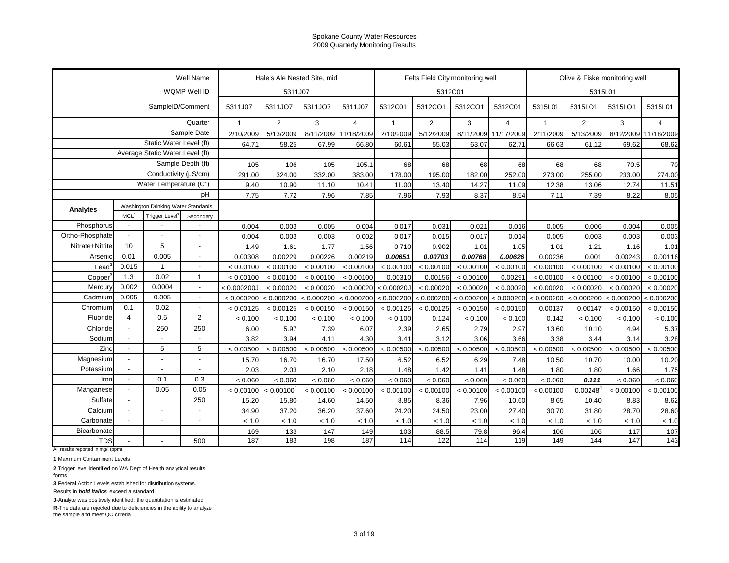# Spokane County Water Resources
## 2009 Quarterly Monitoring Results

| | | | Well Name | Hale's Ale Nested Site, mid | | | | Felts Field City monitoring well | | | | Olive & Fiske monitoring well | | | |
|---|---|---|---|---|---|---|---|---|---|---|---|---|---|---|---|
| | | | WQMP Well ID | 5311J07 | | | | 5312C01 | | | | 5315L01 | | | |
| | | | SampleID/Comment | 5311J07 | 5311JO7 | 5311JO7 | 5311J07 | 5312C01 | 5312CO1 | 5312CO1 | 5312C01 | 5315L01 | 5315LO1 | 5315LO1 | 5315L01 |
| | | | Quarter | 1 | 2 | 3 | 4 | 1 | 2 | 3 | 4 | 1 | 2 | 3 | 4 |
| | | | Sample Date | 2/10/2009 | 5/13/2009 | 8/11/2009 | 11/18/2009 | 2/10/2009 | 5/12/2009 | 8/11/2009 | 11/17/2009 | 2/11/2009 | 5/13/2009 | 8/12/2009 | 11/18/2009 |
| | | | Static Water Level (ft) | 64.71 | 58.25 | 67.99 | 66.80 | 60.61 | 55.03 | 63.07 | 62.71 | 66.63 | 61.12 | 69.62 | 68.62 |
| | | | Average Static Water Level (ft) | | | | | | | | | | | | |
| | | | Sample Depth (ft) | 105 | 106 | 105 | 105.1 | 68 | 68 | 68 | 68 | 68 | 68 | 70.5 | 70 |
| | | | Conductivity (µS/cm) | 291.00 | 324.00 | 332.00 | 383.00 | 178.00 | 195.00 | 182.00 | 252.00 | 273.00 | 255.00 | 233.00 | 274.00 |
| | | | Water Temperature (C°) | 9.40 | 10.90 | 11.10 | 10.41 | 11.00 | 13.40 | 14.27 | 11.09 | 12.38 | 13.06 | 12.74 | 11.51 |
| | | | pH | 7.75 | 7.72 | 7.96 | 7.85 | 7.96 | 7.93 | 8.37 | 8.54 | 7.11 | 7.39 | 8.22 | 8.05 |
| **Analytes** | Washington Drinking Water Standards | | | | | | | | | | | | | | |
| | MCL[1] | Trigger Level[2] | Secondary | | | | | | | | | | | | |
| Phosphorus | - | - | - | 0.004 | 0.003 | 0.005 | 0.004 | 0.017 | 0.031 | 0.021 | 0.016 | 0.005 | 0.006 | 0.004 | 0.005 |
| Ortho-Phosphate | - | - | - | 0.004 | 0.003 | 0.003 | 0.002 | 0.017 | 0.015 | 0.017 | 0.014 | 0.005 | 0.003 | 0.003 | 0.003 |
| Nitrate+Nitrite | 10 | 5 | - | 1.49 | 1.61 | 1.77 | 1.56 | 0.710 | 0.902 | 1.01 | 1.05 | 1.01 | 1.21 | 1.16 | 1.01 |
| Arsenic | 0.01 | 0.005 | - | 0.00308 | 0.00229 | 0.00226 | 0.00219 | ***0.00651*** | ***0.00703*** | ***0.00768*** | ***0.00626*** | 0.00236 | 0.001 | 0.00243 | 0.00116 |
| Lead[3] | 0.015 | 1 | - | < 0.00100 | < 0.00100 | < 0.00100 | < 0.00100 | < 0.00100 | < 0.00100 | < 0.00100 | < 0.00100 | < 0.00100 | < 0.00100 | < 0.00100 | < 0.00100 |
| Copper[3] | 1.3 | 0.02 | 1 | < 0.00100 | < 0.00100 | < 0.00100 | < 0.00100 | 0.00310 | 0.00156 | < 0.00100 | 0.00291 | < 0.00100 | < 0.00100 | < 0.00100 | < 0.00100 |
| Mercury | 0.002 | 0.0004 | - | < 0.000200J | < 0.00020 | < 0.00020 | < 0.00020 | < 0.00020J | < 0.00020 | < 0.00020 | < 0.00020 | < 0.00020 | < 0.00020 | < 0.00020 | < 0.00020 |
| Cadmium | 0.005 | 0.005 | - | < 0.000200 | < 0.000200 | < 0.000200 | < 0.000200 | < 0.000200 | < 0.000200 | < 0.000200 | < 0.000200 | < 0.000200 | < 0.000200 | < 0.000200 | < 0.000200 |
| Chromium | 0.1 | 0.02 | - | < 0.00125 | < 0.00125 | < 0.00150 | < 0.00150 | < 0.00125 | < 0.00125 | < 0.00150 | < 0.00150 | 0.00137 | 0.00147 | < 0.00150 | < 0.00150 |
| Fluoride | 4 | 0.5 | 2 | < 0.100 | < 0.100 | < 0.100 | < 0.100 | < 0.100 | 0.124 | < 0.100 | < 0.100 | 0.142 | < 0.100 | < 0.100 | < 0.100 |
| Chloride | - | 250 | 250 | 6.00 | 5.97 | 7.39 | 6.07 | 2.39 | 2.65 | 2.79 | 2.97 | 13.60 | 10.10 | 4.94 | 5.37 |
| Sodium | - | - | - | 3.82 | 3.94 | 4.11 | 4.30 | 3.41 | 3.12 | 3.06 | 3.66 | 3.38 | 3.44 | 3.14 | 3.28 |
| Zinc | - | 5 | 5 | < 0.00500 | < 0.00500 | < 0.00500 | < 0.00500 | < 0.00500 | < 0.00500 | < 0.00500 | < 0.00500 | < 0.00500 | < 0.00500 | < 0.00500 | < 0.00500 |
| Magnesium | - | - | - | 15.70 | 16.70 | 16.70 | 17.50 | 6.52 | 6.52 | 6.29 | 7.48 | 10.50 | 10.70 | 10.00 | 10.20 |
| Potassium | - | - | - | 2.03 | 2.03 | 2.10 | 2.18 | 1.48 | 1.42 | 1.41 | 1.48 | 1.80 | 1.80 | 1.66 | 1.75 |
| Iron | - | 0.1 | 0.3 | < 0.060 | < 0.060 | < 0.060 | < 0.060 | < 0.060 | < 0.060 | < 0.060 | < 0.060 | < 0.060 | ***0.111*** | < 0.060 | < 0.060 |
| Manganese | - | 0.05 | 0.05 | < 0.00100 | < 0.00100J | < 0.00100 | < 0.00100 | < 0.00100 | < 0.00100 | < 0.00100 | < 0.00100 | < 0.00100 | 0.00248J | < 0.00100 | < 0.00100 |
| Sulfate | - | | 250 | 15.20 | 15.80 | 14.60 | 14.50 | 8.85 | 8.36 | 7.96 | 10.60 | 8.65 | 10.40 | 8.83 | 8.62 |
| Calcium | - | - | - | 34.90 | 37.20 | 36.20 | 37.60 | 24.20 | 24.50 | 23.00 | 27.40 | 30.70 | 31.80 | 28.70 | 28.60 |
| Carbonate | - | - | - | < 1.0 | < 1.0 | < 1.0 | < 1.0 | < 1.0 | < 1.0 | < 1.0 | < 1.0 | < 1.0 | < 1.0 | < 1.0 | < 1.0 |
| Bicarbonate | - | - | - | 169 | 133 | 147 | 149 | 103 | 88.5 | 79.8 | 96.4 | 106 | 106 | 117 | 107 |
| TDS | - | - | 500 | 187 | 183 | 198 | 187 | 114 | 122 | 114 | 119 | 149 | 144 | 147 | 143 |

All results reported in mg/l (ppm)

**1** Maximum Contaminent Levels

**2** Trigger level identified on WA Dept of Health analytical results forms.

**3** Federal Action Levels established for distribution systems.

Results in ***bold italics*** exceed a standard

**J**-Analyte was positively identified; the quantitation is estimated

**R**-The data are rejected due to deficiencies in the ability to analyze the sample and meet QC criteria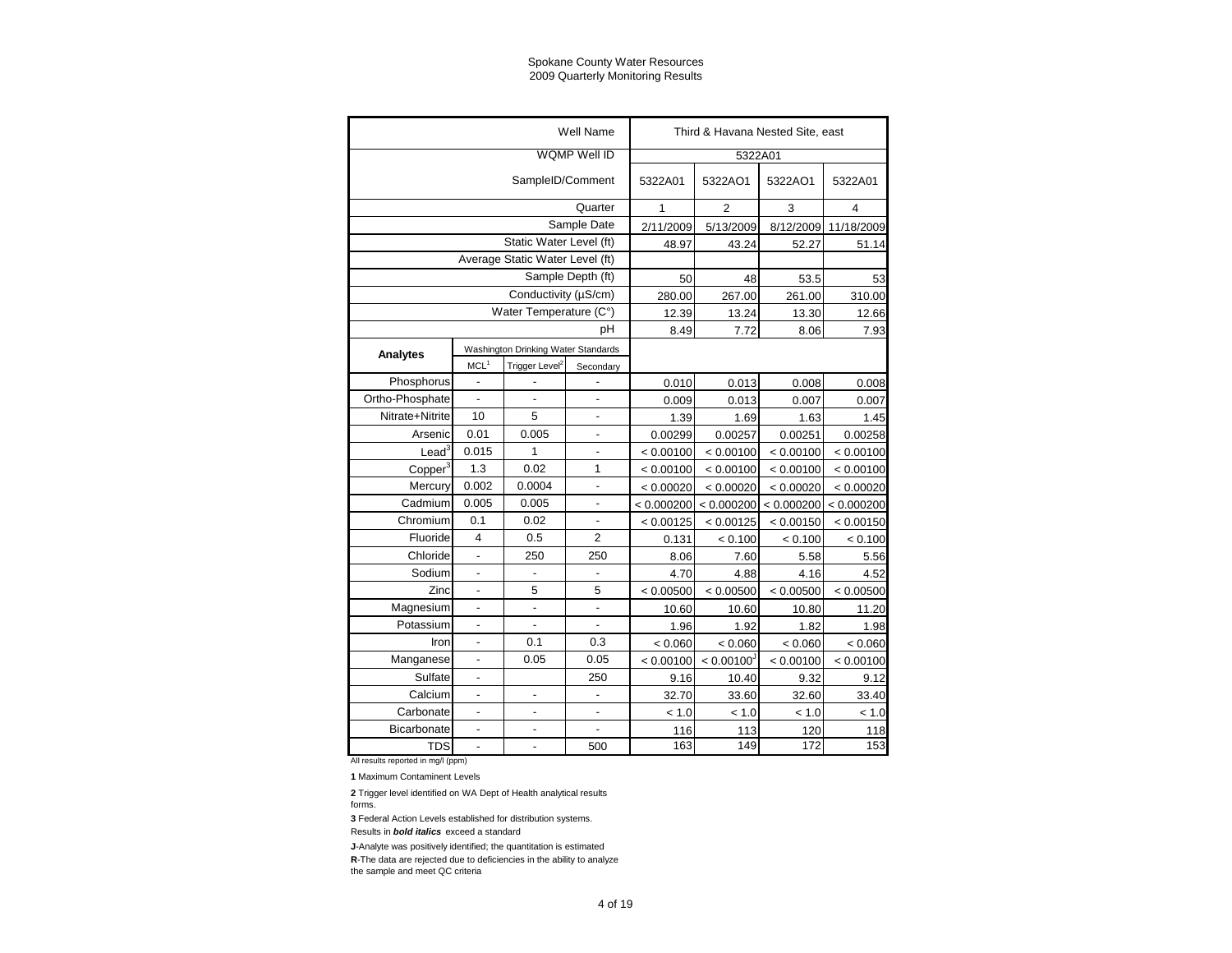Spokane County Water Resources
2009 Quarterly Monitoring Results

| | | | Well Name | Third & Havana Nested Site, east | | | |
|---|---|---|---|---|---|---|---|
| | | | WQMP Well ID | 5322A01 | | | |
| | | | SampleID/Comment | 5322A01 | 5322AO1 | 5322AO1 | 5322A01 |
| | | | Quarter | 1 | 2 | 3 | 4 |
| | | | Sample Date | 2/11/2009 | 5/13/2009 | 8/12/2009 | 11/18/2009 |
| | | | Static Water Level (ft) | 48.97 | 43.24 | 52.27 | 51.14 |
| | | | Average Static Water Level (ft) | | | | |
| | | | Sample Depth (ft) | 50 | 48 | 53.5 | 53 |
| | | | Conductivity (µS/cm) | 280.00 | 267.00 | 261.00 | 310.00 |
| | | | Water Temperature (C°) | 12.39 | 13.24 | 13.30 | 12.66 |
| | | | pH | 8.49 | 7.72 | 8.06 | 7.93 |
| **Analytes** | Washington Drinking Water Standards | | | | | | |
| | MCL[1] | Trigger Level[2] | Secondary | | | | |
| Phosphorus | - | - | - | 0.010 | 0.013 | 0.008 | 0.008 |
| Ortho-Phosphate | - | - | - | 0.009 | 0.013 | 0.007 | 0.007 |
| Nitrate+Nitrite | 10 | 5 | - | 1.39 | 1.69 | 1.63 | 1.45 |
| Arsenic | 0.01 | 0.005 | - | 0.00299 | 0.00257 | 0.00251 | 0.00258 |
| Lead[3] | 0.015 | 1 | - | < 0.00100 | < 0.00100 | < 0.00100 | < 0.00100 |
| Copper[3] | 1.3 | 0.02 | 1 | < 0.00100 | < 0.00100 | < 0.00100 | < 0.00100 |
| Mercury | 0.002 | 0.0004 | - | < 0.00020 | < 0.00020 | < 0.00020 | < 0.00020 |
| Cadmium | 0.005 | 0.005 | - | < 0.000200 | < 0.000200 | < 0.000200 | < 0.000200 |
| Chromium | 0.1 | 0.02 | - | < 0.00125 | < 0.00125 | < 0.00150 | < 0.00150 |
| Fluoride | 4 | 0.5 | 2 | 0.131 | < 0.100 | < 0.100 | < 0.100 |
| Chloride | - | 250 | 250 | 8.06 | 7.60 | 5.58 | 5.56 |
| Sodium | - | - | - | 4.70 | 4.88 | 4.16 | 4.52 |
| Zinc | - | 5 | 5 | < 0.00500 | < 0.00500 | < 0.00500 | < 0.00500 |
| Magnesium | - | - | - | 10.60 | 10.60 | 10.80 | 11.20 |
| Potassium | - | - | - | 1.96 | 1.92 | 1.82 | 1.98 |
| Iron | - | 0.1 | 0.3 | < 0.060 | < 0.060 | < 0.060 | < 0.060 |
| Manganese | - | 0.05 | 0.05 | < 0.00100 | < 0.00100[J] | < 0.00100 | < 0.00100 |
| Sulfate | - | | 250 | 9.16 | 10.40 | 9.32 | 9.12 |
| Calcium | - | - | - | 32.70 | 33.60 | 32.60 | 33.40 |
| Carbonate | - | - | - | < 1.0 | < 1.0 | < 1.0 | < 1.0 |
| Bicarbonate | - | - | - | 116 | 113 | 120 | 118 |
| TDS | - | - | 500 | 163 | 149 | 172 | 153 |

All results reported in mg/l (ppm)

**1** Maximum Contaminent Levels

**2** Trigger level identified on WA Dept of Health analytical results forms.

**3** Federal Action Levels established for distribution systems.

Results in ***bold italics*** exceed a standard

**J**-Analyte was positively identified; the quantitation is estimated

**R**-The data are rejected due to deficiencies in the ability to analyze the sample and meet QC criteria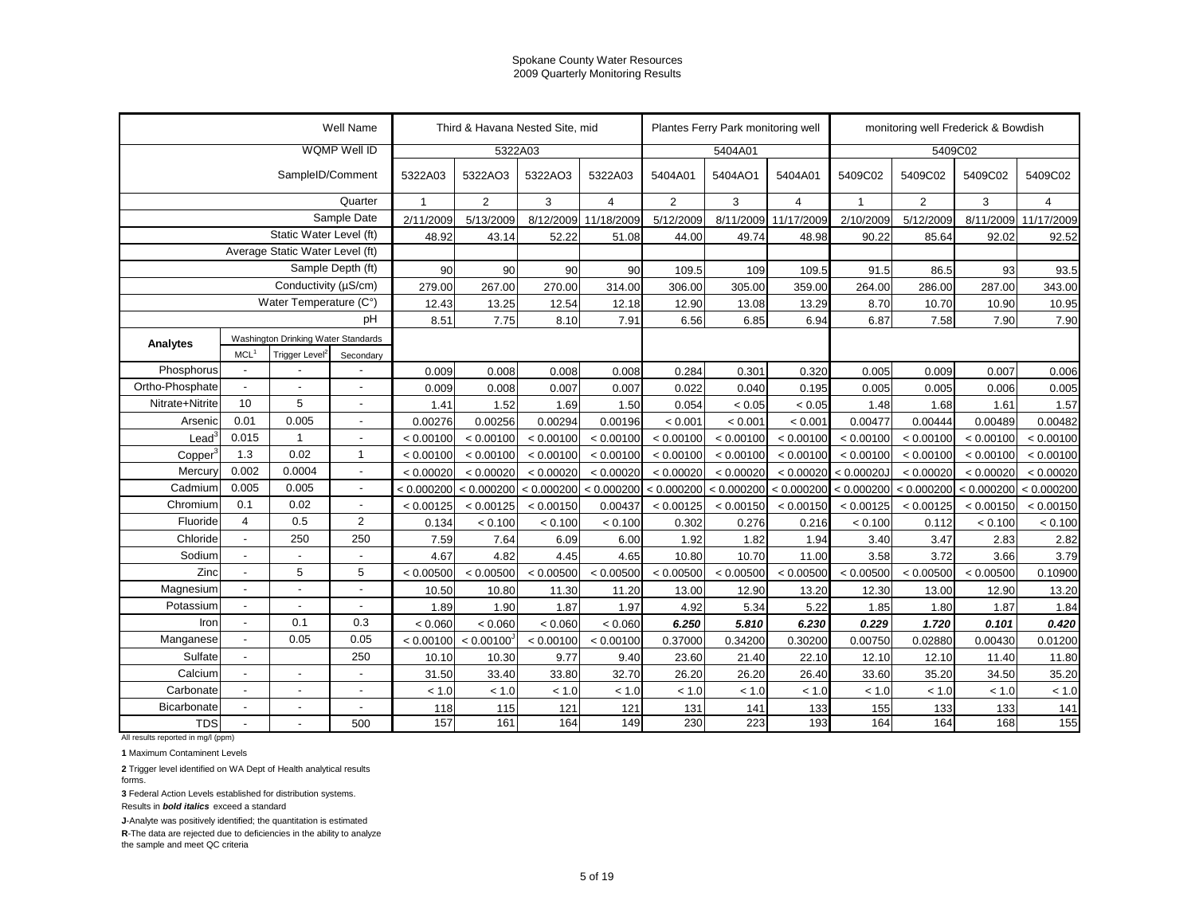Spokane County Water Resources
2009 Quarterly Monitoring Results

| | | | Well Name | Third & Havana Nested Site, mid | | | | Plantes Ferry Park monitoring well | | | monitoring well Frederick & Bowdish | | | |
|---|---|---|---|---|---|---|---|---|---|---|---|---|---|---|
| | | | WQMP Well ID | 5322A03 | | | | 5404A01 | | | 5409C02 | | | |
| | | | SampleID/Comment | 5322A03 | 5322AO3 | 5322AO3 | 5322A03 | 5404A01 | 5404AO1 | 5404A01 | 5409C02 | 5409C02 | 5409C02 | 5409C02 |
| | | | Quarter | 1 | 2 | 3 | 4 | 2 | 3 | 4 | 1 | 2 | 3 | 4 |
| | | | Sample Date | 2/11/2009 | 5/13/2009 | 8/12/2009 | 11/18/2009 | 5/12/2009 | 8/11/2009 | 11/17/2009 | 2/10/2009 | 5/12/2009 | 8/11/2009 | 11/17/2009 |
| | | | Static Water Level (ft) | 48.92 | 43.14 | 52.22 | 51.08 | 44.00 | 49.74 | 48.98 | 90.22 | 85.64 | 92.02 | 92.52 |
| | | | Average Static Water Level (ft) | | | | | | | | | | | |
| | | | Sample Depth (ft) | 90 | 90 | 90 | 90 | 109.5 | 109 | 109.5 | 91.5 | 86.5 | 93 | 93.5 |
| | | | Conductivity (µS/cm) | 279.00 | 267.00 | 270.00 | 314.00 | 306.00 | 305.00 | 359.00 | 264.00 | 286.00 | 287.00 | 343.00 |
| | | | Water Temperature (C°) | 12.43 | 13.25 | 12.54 | 12.18 | 12.90 | 13.08 | 13.29 | 8.70 | 10.70 | 10.90 | 10.95 |
| | | | pH | 8.51 | 7.75 | 8.10 | 7.91 | 6.56 | 6.85 | 6.94 | 6.87 | 7.58 | 7.90 | 7.90 |
| Analytes | Washington Drinking Water Standards | | | | | | | | | | | | | |
| | MCL[1] | Trigger Level[2] | Secondary | | | | | | | | | | | |
| Phosphorus | - | - | - | 0.009 | 0.008 | 0.008 | 0.008 | 0.284 | 0.301 | 0.320 | 0.005 | 0.009 | 0.007 | 0.006 |
| Ortho-Phosphate | - | - | - | 0.009 | 0.008 | 0.007 | 0.007 | 0.022 | 0.040 | 0.195 | 0.005 | 0.005 | 0.006 | 0.005 |
| Nitrate+Nitrite | 10 | 5 | - | 1.41 | 1.52 | 1.69 | 1.50 | 0.054 | < 0.05 | < 0.05 | 1.48 | 1.68 | 1.61 | 1.57 |
| Arsenic | 0.01 | 0.005 | - | 0.00276 | 0.00256 | 0.00294 | 0.00196 | < 0.001 | < 0.001 | < 0.001 | 0.00477 | 0.00444 | 0.00489 | 0.00482 |
| Lead[3] | 0.015 | 1 | - | < 0.00100 | < 0.00100 | < 0.00100 | < 0.00100 | < 0.00100 | < 0.00100 | < 0.00100 | < 0.00100 | < 0.00100 | < 0.00100 | < 0.00100 |
| Copper[3] | 1.3 | 0.02 | 1 | < 0.00100 | < 0.00100 | < 0.00100 | < 0.00100 | < 0.00100 | < 0.00100 | < 0.00100 | < 0.00100 | < 0.00100 | < 0.00100 | < 0.00100 |
| Mercury | 0.002 | 0.0004 | - | < 0.00020 | < 0.00020 | < 0.00020 | < 0.00020 | < 0.00020 | < 0.00020 | < 0.00020 | < 0.00020J | < 0.00020 | < 0.00020 | < 0.00020 |
| Cadmium | 0.005 | 0.005 | - | < 0.000200 | < 0.000200 | < 0.000200 | < 0.000200 | < 0.000200 | < 0.000200 | < 0.000200 | < 0.000200 | < 0.000200 | < 0.000200 | < 0.000200 |
| Chromium | 0.1 | 0.02 | - | < 0.00125 | < 0.00125 | < 0.00150 | 0.00437 | < 0.00125 | < 0.00150 | < 0.00150 | < 0.00125 | < 0.00125 | < 0.00150 | < 0.00150 |
| Fluoride | 4 | 0.5 | 2 | 0.134 | < 0.100 | < 0.100 | < 0.100 | 0.302 | 0.276 | 0.216 | < 0.100 | 0.112 | < 0.100 | < 0.100 |
| Chloride | - | 250 | 250 | 7.59 | 7.64 | 6.09 | 6.00 | 1.92 | 1.82 | 1.94 | 3.40 | 3.47 | 2.83 | 2.82 |
| Sodium | - | - | - | 4.67 | 4.82 | 4.45 | 4.65 | 10.80 | 10.70 | 11.00 | 3.58 | 3.72 | 3.66 | 3.79 |
| Zinc | - | 5 | 5 | < 0.00500 | < 0.00500 | < 0.00500 | < 0.00500 | < 0.00500 | < 0.00500 | < 0.00500 | < 0.00500 | < 0.00500 | < 0.00500 | 0.10900 |
| Magnesium | - | - | - | 10.50 | 10.80 | 11.30 | 11.20 | 13.00 | 12.90 | 13.20 | 12.30 | 13.00 | 12.90 | 13.20 |
| Potassium | - | - | - | 1.89 | 1.90 | 1.87 | 1.97 | 4.92 | 5.34 | 5.22 | 1.85 | 1.80 | 1.87 | 1.84 |
| Iron | - | 0.1 | 0.3 | < 0.060 | < 0.060 | < 0.060 | < 0.060 | ***6.250*** | ***5.810*** | ***6.230*** | ***0.229*** | ***1.720*** | ***0.101*** | ***0.420*** |
| Manganese | - | 0.05 | 0.05 | < 0.00100 | < 0.00100[3] | < 0.00100 | < 0.00100 | 0.37000 | 0.34200 | 0.30200 | 0.00750 | 0.02880 | 0.00430 | 0.01200 |
| Sulfate | - | | 250 | 10.10 | 10.30 | 9.77 | 9.40 | 23.60 | 21.40 | 22.10 | 12.10 | 12.10 | 11.40 | 11.80 |
| Calcium | - | - | - | 31.50 | 33.40 | 33.80 | 32.70 | 26.20 | 26.20 | 26.40 | 33.60 | 35.20 | 34.50 | 35.20 |
| Carbonate | - | - | - | < 1.0 | < 1.0 | < 1.0 | < 1.0 | < 1.0 | < 1.0 | < 1.0 | < 1.0 | < 1.0 | < 1.0 | < 1.0 |
| Bicarbonate | - | - | - | 118 | 115 | 121 | 121 | 131 | 141 | 133 | 155 | 133 | 133 | 141 |
| TDS | - | - | 500 | 157 | 161 | 164 | 149 | 230 | 223 | 193 | 164 | 164 | 168 | 155 |

All results reported in mg/l (ppm)

**1** Maximum Contaminent Levels

**2** Trigger level identified on WA Dept of Health analytical results forms.

**3** Federal Action Levels established for distribution systems.

Results in ***bold italics*** exceed a standard

**J**-Analyte was positively identified; the quantitation is estimated

**R**-The data are rejected due to deficiencies in the ability to analyze the sample and meet QC criteria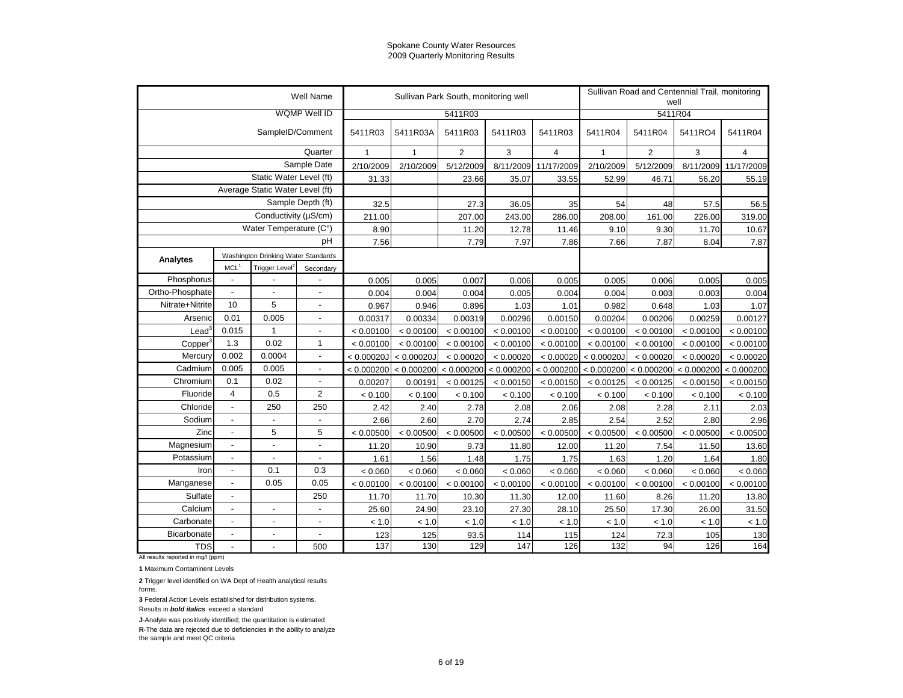Spokane County Water Resources
2009 Quarterly Monitoring Results

| | | | Well Name | Sullivan Park South, monitoring well | | | | | Sullivan Road and Centennial Trail, monitoring well | | | |
|---|---|---|---|---|---|---|---|---|---|---|---|---|
| | | | WQMP Well ID | 5411R03 | | | | | 5411R04 | | | |
| | | | SampleID/Comment | 5411R03 | 5411R03A | 5411R03 | 5411R03 | 5411R03 | 5411R04 | 5411R04 | 5411RO4 | 5411R04 |
| | | | Quarter | 1 | 1 | 2 | 3 | 4 | 1 | 2 | 3 | 4 |
| | | | Sample Date | 2/10/2009 | 2/10/2009 | 5/12/2009 | 8/11/2009 | 11/17/2009 | 2/10/2009 | 5/12/2009 | 8/11/2009 | 11/17/2009 |
| | | | Static Water Level (ft) | 31.33 | | 23.66 | 35.07 | 33.55 | 52.99 | 46.71 | 56.20 | 55.19 |
| | | | Average Static Water Level (ft) | | | | | | | | | |
| | | | Sample Depth (ft) | 32.5 | | 27.3 | 36.05 | 35 | 54 | 48 | 57.5 | 56.5 |
| | | | Conductivity (µS/cm) | 211.00 | | 207.00 | 243.00 | 286.00 | 208.00 | 161.00 | 226.00 | 319.00 |
| | | | Water Temperature (C°) | 8.90 | | 11.20 | 12.78 | 11.46 | 9.10 | 9.30 | 11.70 | 10.67 |
| | | | pH | 7.56 | | 7.79 | 7.97 | 7.86 | 7.66 | 7.87 | 8.04 | 7.87 |
| **Analytes** | Washington Drinking Water Standards | | | | | | | | | | | |
| | MCL[1] | Trigger Level[2] | Secondary | | | | | | | | | |
| Phosphorus | - | - | - | 0.005 | 0.005 | 0.007 | 0.006 | 0.005 | 0.005 | 0.006 | 0.005 | 0.005 |
| Ortho-Phosphate | - | - | - | 0.004 | 0.004 | 0.004 | 0.005 | 0.004 | 0.004 | 0.003 | 0.003 | 0.004 |
| Nitrate+Nitrite | 10 | 5 | - | 0.967 | 0.946 | 0.896 | 1.03 | 1.01 | 0.982 | 0.648 | 1.03 | 1.07 |
| Arsenic | 0.01 | 0.005 | - | 0.00317 | 0.00334 | 0.00319 | 0.00296 | 0.00150 | 0.00204 | 0.00206 | 0.00259 | 0.00127 |
| Lead[3] | 0.015 | 1 | - | < 0.00100 | < 0.00100 | < 0.00100 | < 0.00100 | < 0.00100 | < 0.00100 | < 0.00100 | < 0.00100 | < 0.00100 |
| Copper[3] | 1.3 | 0.02 | 1 | < 0.00100 | < 0.00100 | < 0.00100 | < 0.00100 | < 0.00100 | < 0.00100 | < 0.00100 | < 0.00100 | < 0.00100 |
| Mercury | 0.002 | 0.0004 | - | < 0.00020J | < 0.00020J | < 0.00020 | < 0.00020 | < 0.00020 | < 0.00020J | < 0.00020 | < 0.00020 | < 0.00020 |
| Cadmium | 0.005 | 0.005 | - | < 0.000200 | < 0.000200 | < 0.000200 | < 0.000200 | < 0.000200 | < 0.000200 | < 0.000200 | < 0.000200 | < 0.000200 |
| Chromium | 0.1 | 0.02 | - | 0.00207 | 0.00191 | < 0.00125 | < 0.00150 | < 0.00150 | < 0.00125 | < 0.00125 | < 0.00150 | < 0.00150 |
| Fluoride | 4 | 0.5 | 2 | < 0.100 | < 0.100 | < 0.100 | < 0.100 | < 0.100 | < 0.100 | < 0.100 | < 0.100 | < 0.100 |
| Chloride | - | 250 | 250 | 2.42 | 2.40 | 2.78 | 2.08 | 2.06 | 2.08 | 2.28 | 2.11 | 2.03 |
| Sodium | - | - | - | 2.66 | 2.60 | 2.70 | 2.74 | 2.85 | 2.54 | 2.52 | 2.80 | 2.96 |
| Zinc | - | 5 | 5 | < 0.00500 | < 0.00500 | < 0.00500 | < 0.00500 | < 0.00500 | < 0.00500 | < 0.00500 | < 0.00500 | < 0.00500 |
| Magnesium | - | - | - | 11.20 | 10.90 | 9.73 | 11.80 | 12.00 | 11.20 | 7.54 | 11.50 | 13.60 |
| Potassium | - | - | - | 1.61 | 1.56 | 1.48 | 1.75 | 1.75 | 1.63 | 1.20 | 1.64 | 1.80 |
| Iron | - | 0.1 | 0.3 | < 0.060 | < 0.060 | < 0.060 | < 0.060 | < 0.060 | < 0.060 | < 0.060 | < 0.060 | < 0.060 |
| Manganese | - | 0.05 | 0.05 | < 0.00100 | < 0.00100 | < 0.00100 | < 0.00100 | < 0.00100 | < 0.00100 | < 0.00100 | < 0.00100 | < 0.00100 |
| Sulfate | - | | 250 | 11.70 | 11.70 | 10.30 | 11.30 | 12.00 | 11.60 | 8.26 | 11.20 | 13.80 |
| Calcium | - | - | - | 25.60 | 24.90 | 23.10 | 27.30 | 28.10 | 25.50 | 17.30 | 26.00 | 31.50 |
| Carbonate | - | - | - | < 1.0 | < 1.0 | < 1.0 | < 1.0 | < 1.0 | < 1.0 | < 1.0 | < 1.0 | < 1.0 |
| Bicarbonate | - | - | - | 123 | 125 | 93.5 | 114 | 115 | 124 | 72.3 | 105 | 130 |
| TDS | - | - | 500 | 137 | 130 | 129 | 147 | 126 | 132 | 94 | 126 | 164 |

All results reported in mg/l (ppm)

**1** Maximum Contaminent Levels

**2** Trigger level identified on WA Dept of Health analytical results forms.

**3** Federal Action Levels established for distribution systems.

Results in ***bold italics*** exceed a standard

**J**-Analyte was positively identified; the quantitation is estimated

**R**-The data are rejected due to deficiencies in the ability to analyze the sample and meet QC criteria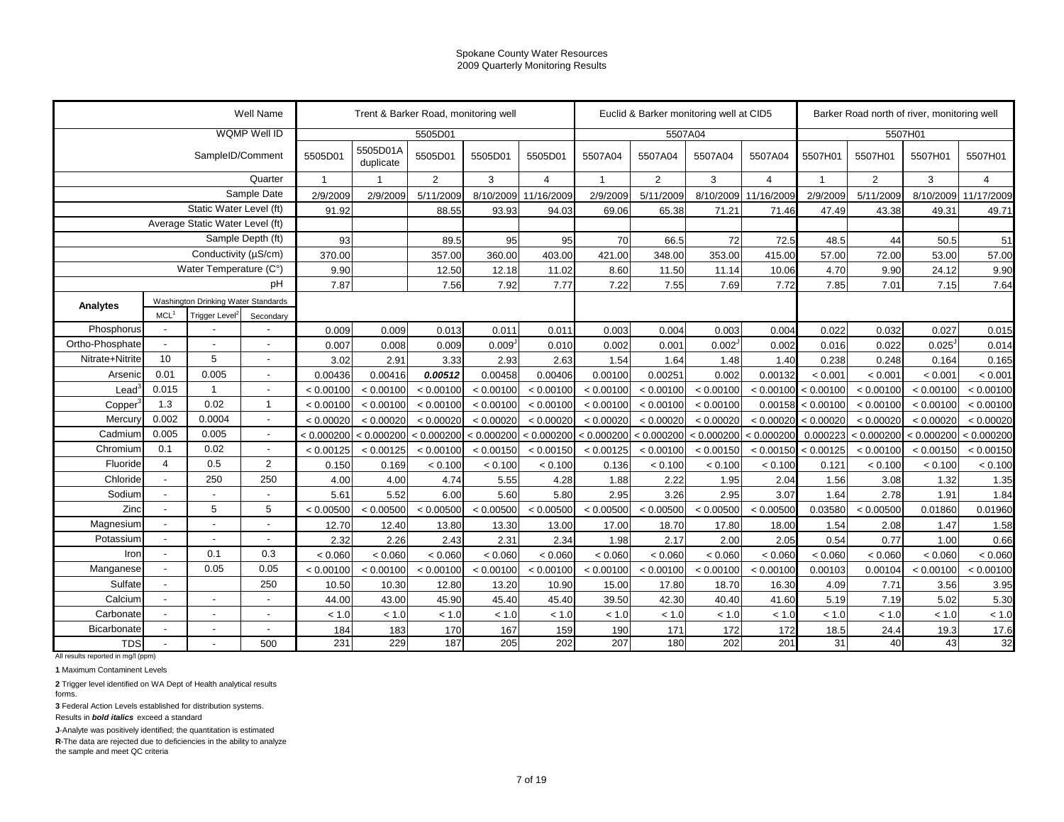Spokane County Water Resources
2009 Quarterly Monitoring Results

| | | | Well Name | Trent & Barker Road, monitoring well | | | | | Euclid & Barker monitoring well at CID5 | | | | Barker Road north of river, monitoring well | | | |
|---|---|---|---|---|---|---|---|---|---|---|---|---|---|---|---|---|
| | | | WQMP Well ID | 5505D01 | | | | | 5507A04 | | | | 5507H01 | | | |
| | | | SampleID/Comment | 5505D01 | 5505D01A duplicate | 5505D01 | 5505D01 | 5505D01 | 5507A04 | 5507A04 | 5507A04 | 5507A04 | 5507H01 | 5507H01 | 5507H01 | 5507H01 |
| | | | Quarter | 1 | 1 | 2 | 3 | 4 | 1 | 2 | 3 | 4 | 1 | 2 | 3 | 4 |
| | | | Sample Date | 2/9/2009 | 2/9/2009 | 5/11/2009 | 8/10/2009 | 11/16/2009 | 2/9/2009 | 5/11/2009 | 8/10/2009 | 11/16/2009 | 2/9/2009 | 5/11/2009 | 8/10/2009 | 11/17/2009 |
| | | | Static Water Level (ft) | 91.92 | | 88.55 | 93.93 | 94.03 | 69.06 | 65.38 | 71.21 | 71.46 | 47.49 | 43.38 | 49.31 | 49.71 |
| | | | Average Static Water Level (ft) | | | | | | | | | | | | | |
| | | | Sample Depth (ft) | 93 | | 89.5 | 95 | 95 | 70 | 66.5 | 72 | 72.5 | 48.5 | 44 | 50.5 | 51 |
| | | | Conductivity (µS/cm) | 370.00 | | 357.00 | 360.00 | 403.00 | 421.00 | 348.00 | 353.00 | 415.00 | 57.00 | 72.00 | 53.00 | 57.00 |
| | | | Water Temperature (C°) | 9.90 | | 12.50 | 12.18 | 11.02 | 8.60 | 11.50 | 11.14 | 10.06 | 4.70 | 9.90 | 24.12 | 9.90 |
| | | | pH | 7.87 | | 7.56 | 7.92 | 7.77 | 7.22 | 7.55 | 7.69 | 7.72 | 7.85 | 7.01 | 7.15 | 7.64 |
| Analytes | Washington Drinking Water Standards | | | | | | | | | | | | | | | |
| | MCL[1] | Trigger Level[2] | Secondary | | | | | | | | | | | | | |
| Phosphorus | - | - | - | 0.009 | 0.009 | 0.013 | 0.011 | 0.011 | 0.003 | 0.004 | 0.003 | 0.004 | 0.022 | 0.032 | 0.027 | 0.015 |
| Ortho-Phosphate | - | - | - | 0.007 | 0.008 | 0.009 | 0.009[J] | 0.010 | 0.002 | 0.001 | 0.002[J] | 0.002 | 0.016 | 0.022 | 0.025[J] | 0.014 |
| Nitrate+Nitrite | 10 | 5 | - | 3.02 | 2.91 | 3.33 | 2.93 | 2.63 | 1.54 | 1.64 | 1.48 | 1.40 | 0.238 | 0.248 | 0.164 | 0.165 |
| Arsenic | 0.01 | 0.005 | - | 0.00436 | 0.00416 | ***0.00512*** | 0.00458 | 0.00406 | 0.00100 | 0.00251 | 0.002 | 0.00132 | < 0.001 | < 0.001 | < 0.001 | < 0.001 |
| Lead[3] | 0.015 | 1 | - | < 0.00100 | < 0.00100 | < 0.00100 | < 0.00100 | < 0.00100 | < 0.00100 | < 0.00100 | < 0.00100 | < 0.00100 | < 0.00100 | < 0.00100 | < 0.00100 | < 0.00100 |
| Copper[3] | 1.3 | 0.02 | 1 | < 0.00100 | < 0.00100 | < 0.00100 | < 0.00100 | < 0.00100 | < 0.00100 | < 0.00100 | < 0.00100 | 0.00158 | < 0.00100 | < 0.00100 | < 0.00100 | < 0.00100 |
| Mercury | 0.002 | 0.0004 | - | < 0.00020 | < 0.00020 | < 0.00020 | < 0.00020 | < 0.00020 | < 0.00020 | < 0.00020 | < 0.00020 | < 0.00020 | < 0.00020 | < 0.00020 | < 0.00020 | < 0.00020 |
| Cadmium | 0.005 | 0.005 | - | < 0.000200 | < 0.000200 | < 0.000200 | < 0.000200 | < 0.000200 | < 0.000200 | < 0.000200 | < 0.000200 | < 0.000200 | 0.000223 | < 0.000200 | < 0.000200 | < 0.000200 |
| Chromium | 0.1 | 0.02 | - | < 0.00125 | < 0.00125 | < 0.00100 | < 0.00150 | < 0.00150 | < 0.00125 | < 0.00100 | < 0.00150 | < 0.00150 | < 0.00125 | < 0.00100 | < 0.00150 | < 0.00150 |
| Fluoride | 4 | 0.5 | 2 | 0.150 | 0.169 | < 0.100 | < 0.100 | < 0.100 | 0.136 | < 0.100 | < 0.100 | < 0.100 | 0.121 | < 0.100 | < 0.100 | < 0.100 |
| Chloride | - | 250 | 250 | 4.00 | 4.00 | 4.74 | 5.55 | 4.28 | 1.88 | 2.22 | 1.95 | 2.04 | 1.56 | 3.08 | 1.32 | 1.35 |
| Sodium | - | - | - | 5.61 | 5.52 | 6.00 | 5.60 | 5.80 | 2.95 | 3.26 | 2.95 | 3.07 | 1.64 | 2.78 | 1.91 | 1.84 |
| Zinc | - | 5 | 5 | < 0.00500 | < 0.00500 | < 0.00500 | < 0.00500 | < 0.00500 | < 0.00500 | < 0.00500 | < 0.00500 | < 0.00500 | 0.03580 | < 0.00500 | 0.01860 | 0.01960 |
| Magnesium | - | - | - | 12.70 | 12.40 | 13.80 | 13.30 | 13.00 | 17.00 | 18.70 | 17.80 | 18.00 | 1.54 | 2.08 | 1.47 | 1.58 |
| Potassium | - | - | - | 2.32 | 2.26 | 2.43 | 2.31 | 2.34 | 1.98 | 2.17 | 2.00 | 2.05 | 0.54 | 0.77 | 1.00 | 0.66 |
| Iron | - | 0.1 | 0.3 | < 0.060 | < 0.060 | < 0.060 | < 0.060 | < 0.060 | < 0.060 | < 0.060 | < 0.060 | < 0.060 | < 0.060 | < 0.060 | < 0.060 | < 0.060 |
| Manganese | - | 0.05 | 0.05 | < 0.00100 | < 0.00100 | < 0.00100 | < 0.00100 | < 0.00100 | < 0.00100 | < 0.00100 | < 0.00100 | < 0.00100 | 0.00103 | 0.00104 | < 0.00100 | < 0.00100 |
| Sulfate | - | | 250 | 10.50 | 10.30 | 12.80 | 13.20 | 10.90 | 15.00 | 17.80 | 18.70 | 16.30 | 4.09 | 7.71 | 3.56 | 3.95 |
| Calcium | - | - | - | 44.00 | 43.00 | 45.90 | 45.40 | 45.40 | 39.50 | 42.30 | 40.40 | 41.60 | 5.19 | 7.19 | 5.02 | 5.30 |
| Carbonate | - | - | - | < 1.0 | < 1.0 | < 1.0 | < 1.0 | < 1.0 | < 1.0 | < 1.0 | < 1.0 | < 1.0 | < 1.0 | < 1.0 | < 1.0 | < 1.0 |
| Bicarbonate | - | - | - | 184 | 183 | 170 | 167 | 159 | 190 | 171 | 172 | 172 | 18.5 | 24.4 | 19.3 | 17.6 |
| TDS | - | - | 500 | 231 | 229 | 187 | 205 | 202 | 207 | 180 | 202 | 201 | 31 | 40 | 43 | 32 |

All results reported in mg/l (ppm)

**1** Maximum Contaminent Levels

**2** Trigger level identified on WA Dept of Health analytical results forms.

**3** Federal Action Levels established for distribution systems.

Results in ***bold italics*** exceed a standard

**J**-Analyte was positively identified; the quantitation is estimated

**R**-The data are rejected due to deficiencies in the ability to analyze the sample and meet QC criteria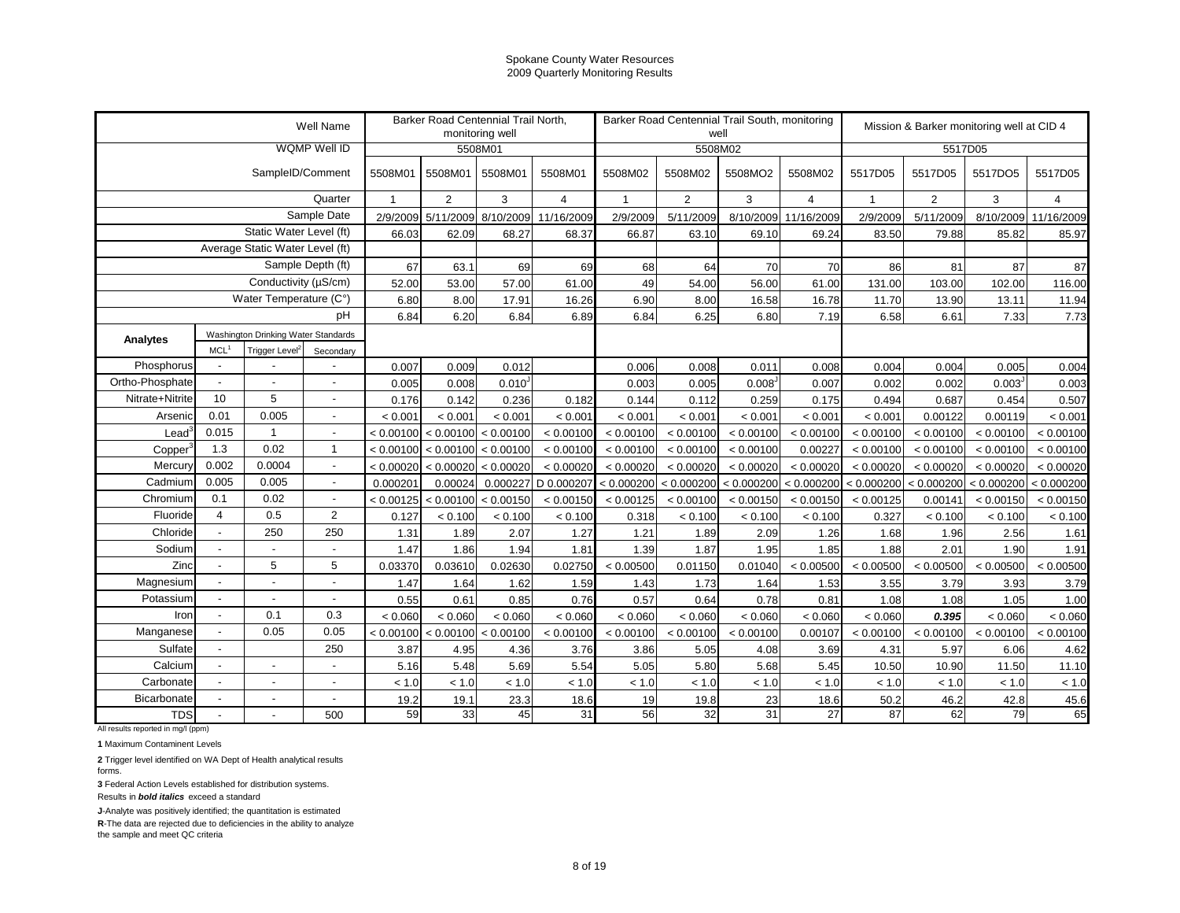# Spokane County Water Resources
## 2009 Quarterly Monitoring Results

| | | | Well Name | Barker Road Centennial Trail North, monitoring well | | | | Barker Road Centennial Trail South, monitoring well | | | | Mission & Barker monitoring well at CID 4 | | | |
|---|---|---|---|---|---|---|---|---|---|---|---|---|---|---|---|
| | | | WQMP Well ID | 5508M01 | | | | 5508M02 | | | | 5517D05 | | | |
| | | | SampleID/Comment | 5508M01 | 5508M01 | 5508M01 | 5508M01 | 5508M02 | 5508M02 | 5508MO2 | 5508M02 | 5517D05 | 5517D05 | 5517DO5 | 5517D05 |
| | | | Quarter | 1 | 2 | 3 | 4 | 1 | 2 | 3 | 4 | 1 | 2 | 3 | 4 |
| | | | Sample Date | 2/9/2009 | 5/11/2009 | 8/10/2009 | 11/16/2009 | 2/9/2009 | 5/11/2009 | 8/10/2009 | 11/16/2009 | 2/9/2009 | 5/11/2009 | 8/10/2009 | 11/16/2009 |
| | | | Static Water Level (ft) | 66.03 | 62.09 | 68.27 | 68.37 | 66.87 | 63.10 | 69.10 | 69.24 | 83.50 | 79.88 | 85.82 | 85.97 |
| | | | Average Static Water Level (ft) | | | | | | | | | | | | |
| | | | Sample Depth (ft) | 67 | 63.1 | 69 | 69 | 68 | 64 | 70 | 70 | 86 | 81 | 87 | 87 |
| | | | Conductivity (µS/cm) | 52.00 | 53.00 | 57.00 | 61.00 | 49 | 54.00 | 56.00 | 61.00 | 131.00 | 103.00 | 102.00 | 116.00 |
| | | | Water Temperature (C°) | 6.80 | 8.00 | 17.91 | 16.26 | 6.90 | 8.00 | 16.58 | 16.78 | 11.70 | 13.90 | 13.11 | 11.94 |
| | | | pH | 6.84 | 6.20 | 6.84 | 6.89 | 6.84 | 6.25 | 6.80 | 7.19 | 6.58 | 6.61 | 7.33 | 7.73 |
| **Analytes** | Washington Drinking Water Standards | | | | | | | | | | | | | | |
| | MCL[1] | Trigger Level[2] | Secondary | | | | | | | | | | | | |
| Phosphorus | - | - | - | 0.007 | 0.009 | 0.012 | | 0.006 | 0.008 | 0.011 | 0.008 | 0.004 | 0.004 | 0.005 | 0.004 |
| Ortho-Phosphate | - | - | - | 0.005 | 0.008 | 0.010[J] | | 0.003 | 0.005 | 0.008[J] | 0.007 | 0.002 | 0.002 | 0.003[J] | 0.003 |
| Nitrate+Nitrite | 10 | 5 | - | 0.176 | 0.142 | 0.236 | 0.182 | 0.144 | 0.112 | 0.259 | 0.175 | 0.494 | 0.687 | 0.454 | 0.507 |
| Arsenic | 0.01 | 0.005 | - | < 0.001 | < 0.001 | < 0.001 | < 0.001 | < 0.001 | < 0.001 | < 0.001 | < 0.001 | < 0.001 | 0.00122 | 0.00119 | < 0.001 |
| Lead[3] | 0.015 | 1 | - | < 0.00100 | < 0.00100 | < 0.00100 | < 0.00100 | < 0.00100 | < 0.00100 | < 0.00100 | < 0.00100 | < 0.00100 | < 0.00100 | < 0.00100 | < 0.00100 |
| Copper[3] | 1.3 | 0.02 | 1 | < 0.00100 | < 0.00100 | < 0.00100 | < 0.00100 | < 0.00100 | < 0.00100 | < 0.00100 | 0.00227 | < 0.00100 | < 0.00100 | < 0.00100 | < 0.00100 |
| Mercury | 0.002 | 0.0004 | - | < 0.00020 | < 0.00020 | < 0.00020 | < 0.00020 | < 0.00020 | < 0.00020 | < 0.00020 | < 0.00020 | < 0.00020 | < 0.00020 | < 0.00020 | < 0.00020 |
| Cadmium | 0.005 | 0.005 | - | 0.000201 | 0.00024 | 0.000227 | D 0.000207 | < 0.000200 | < 0.000200 | < 0.000200 | < 0.000200 | < 0.000200 | < 0.000200 | < 0.000200 | < 0.000200 |
| Chromium | 0.1 | 0.02 | - | < 0.00125 | < 0.00100 | < 0.00150 | < 0.00150 | < 0.00125 | < 0.00100 | < 0.00150 | < 0.00150 | < 0.00125 | 0.00141 | < 0.00150 | < 0.00150 |
| Fluoride | 4 | 0.5 | 2 | 0.127 | < 0.100 | < 0.100 | < 0.100 | 0.318 | < 0.100 | < 0.100 | < 0.100 | 0.327 | < 0.100 | < 0.100 | < 0.100 |
| Chloride | - | 250 | 250 | 1.31 | 1.89 | 2.07 | 1.27 | 1.21 | 1.89 | 2.09 | 1.26 | 1.68 | 1.96 | 2.56 | 1.61 |
| Sodium | - | - | - | 1.47 | 1.86 | 1.94 | 1.81 | 1.39 | 1.87 | 1.95 | 1.85 | 1.88 | 2.01 | 1.90 | 1.91 |
| Zinc | - | 5 | 5 | 0.03370 | 0.03610 | 0.02630 | 0.02750 | < 0.00500 | 0.01150 | 0.01040 | < 0.00500 | < 0.00500 | < 0.00500 | < 0.00500 | < 0.00500 |
| Magnesium | - | - | - | 1.47 | 1.64 | 1.62 | 1.59 | 1.43 | 1.73 | 1.64 | 1.53 | 3.55 | 3.79 | 3.93 | 3.79 |
| Potassium | - | - | - | 0.55 | 0.61 | 0.85 | 0.76 | 0.57 | 0.64 | 0.78 | 0.81 | 1.08 | 1.08 | 1.05 | 1.00 |
| Iron | - | 0.1 | 0.3 | < 0.060 | < 0.060 | < 0.060 | < 0.060 | < 0.060 | < 0.060 | < 0.060 | < 0.060 | < 0.060 | ***0.395*** | < 0.060 | < 0.060 |
| Manganese | - | 0.05 | 0.05 | < 0.00100 | < 0.00100 | < 0.00100 | < 0.00100 | < 0.00100 | < 0.00100 | < 0.00100 | 0.00107 | < 0.00100 | < 0.00100 | < 0.00100 | < 0.00100 |
| Sulfate | - | | 250 | 3.87 | 4.95 | 4.36 | 3.76 | 3.86 | 5.05 | 4.08 | 3.69 | 4.31 | 5.97 | 6.06 | 4.62 |
| Calcium | - | - | - | 5.16 | 5.48 | 5.69 | 5.54 | 5.05 | 5.80 | 5.68 | 5.45 | 10.50 | 10.90 | 11.50 | 11.10 |
| Carbonate | - | - | - | < 1.0 | < 1.0 | < 1.0 | < 1.0 | < 1.0 | < 1.0 | < 1.0 | < 1.0 | < 1.0 | < 1.0 | < 1.0 | < 1.0 |
| Bicarbonate | - | - | - | 19.2 | 19.1 | 23.3 | 18.6 | 19 | 19.8 | 23 | 18.6 | 50.2 | 46.2 | 42.8 | 45.6 |
| TDS | - | - | 500 | 59 | 33 | 45 | 31 | 56 | 32 | 31 | 27 | 87 | 62 | 79 | 65 |

All results reported in mg/l (ppm)

**1** Maximum Contaminent Levels

**2** Trigger level identified on WA Dept of Health analytical results forms.

**3** Federal Action Levels established for distribution systems.

Results in ***bold italics*** exceed a standard

**J**-Analyte was positively identified; the quantitation is estimated

**R**-The data are rejected due to deficiencies in the ability to analyze the sample and meet QC criteria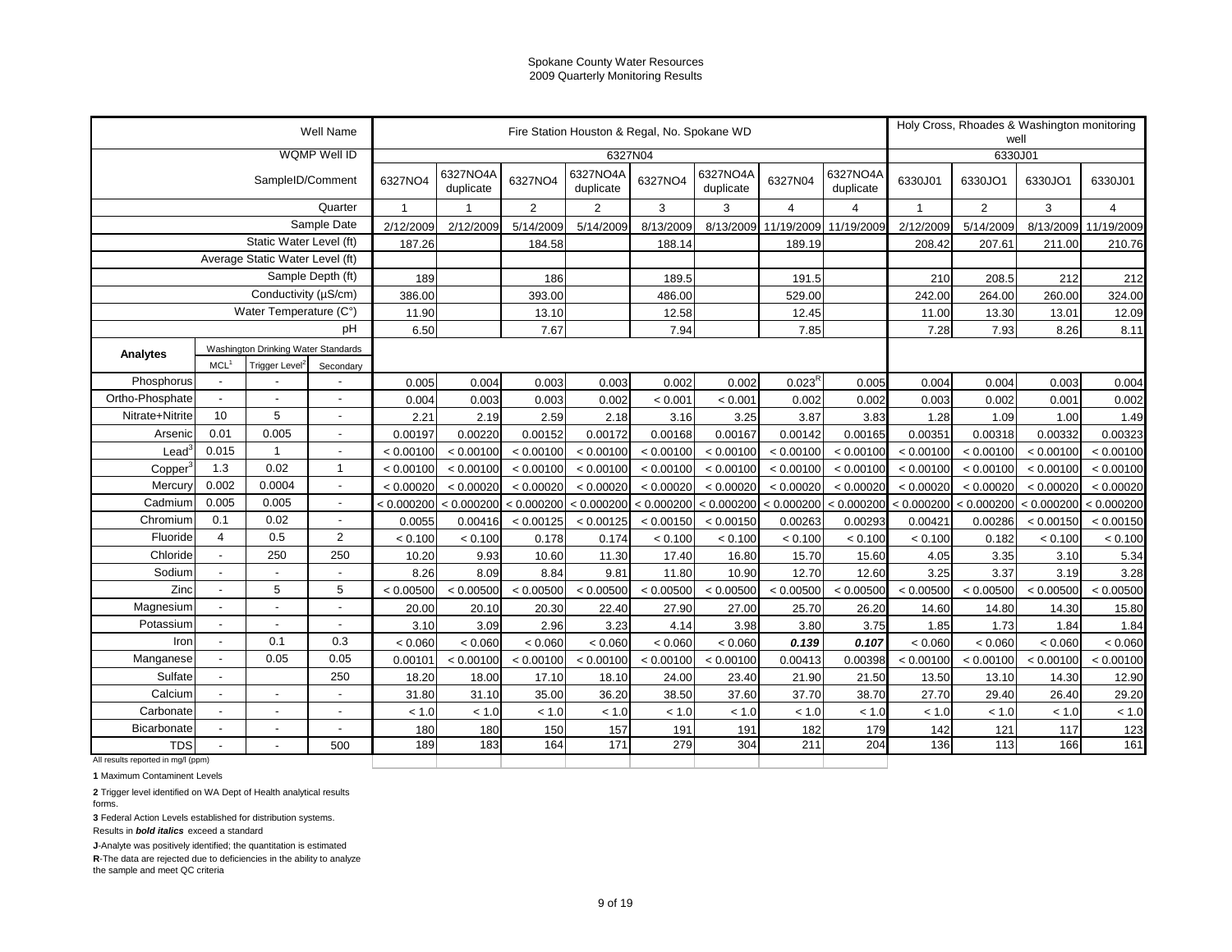# Spokane County Water Resources
## 2009 Quarterly Monitoring Results

| | | | Well Name | Fire Station Houston & Regal, No. Spokane WD | | | | | | | | Holy Cross, Rhoades & Washington monitoring well | | | |
|---|---|---|---|---|---|---|---|---|---|---|---|---|---|---|---|
| | | | WQMP Well ID | 6327N04 | | | | | | | | 6330J01 | | | |
| | | | SampleID/Comment | 6327NO4 | 6327NO4A duplicate | 6327NO4 | 6327NO4A duplicate | 6327NO4 | 6327NO4A duplicate | 6327N04 | 6327NO4A duplicate | 6330J01 | 6330JO1 | 6330JO1 | 6330J01 |
| | | | Quarter | 1 | 1 | 2 | 2 | 3 | 3 | 4 | 4 | 1 | 2 | 3 | 4 |
| | | | Sample Date | 2/12/2009 | 2/12/2009 | 5/14/2009 | 5/14/2009 | 8/13/2009 | 8/13/2009 | 11/19/2009 | 11/19/2009 | 2/12/2009 | 5/14/2009 | 8/13/2009 | 11/19/2009 |
| | | | Static Water Level (ft) | 187.26 | | 184.58 | | 188.14 | | 189.19 | | 208.42 | 207.61 | 211.00 | 210.76 |
| | | | Average Static Water Level (ft) | | | | | | | | | | | | |
| | | | Sample Depth (ft) | 189 | | 186 | | 189.5 | | 191.5 | | 210 | 208.5 | 212 | 212 |
| | | | Conductivity (µS/cm) | 386.00 | | 393.00 | | 486.00 | | 529.00 | | 242.00 | 264.00 | 260.00 | 324.00 |
| | | | Water Temperature (C°) | 11.90 | | 13.10 | | 12.58 | | 12.45 | | 11.00 | 13.30 | 13.01 | 12.09 |
| | | | pH | 6.50 | | 7.67 | | 7.94 | | 7.85 | | 7.28 | 7.93 | 8.26 | 8.11 |
| **Analytes** | Washington Drinking Water Standards | | | | | | | | | | | | | | |
| | MCL[1] | Trigger Level[2] | Secondary | | | | | | | | | | | | |
| Phosphorus | - | - | - | 0.005 | 0.004 | 0.003 | 0.003 | 0.002 | 0.002 | 0.023[R] | 0.005 | 0.004 | 0.004 | 0.003 | 0.004 |
| Ortho-Phosphate | - | - | - | 0.004 | 0.003 | 0.003 | 0.002 | < 0.001 | < 0.001 | 0.002 | 0.002 | 0.003 | 0.002 | 0.001 | 0.002 |
| Nitrate+Nitrite | 10 | 5 | - | 2.21 | 2.19 | 2.59 | 2.18 | 3.16 | 3.25 | 3.87 | 3.83 | 1.28 | 1.09 | 1.00 | 1.49 |
| Arsenic | 0.01 | 0.005 | - | 0.00197 | 0.00220 | 0.00152 | 0.00172 | 0.00168 | 0.00167 | 0.00142 | 0.00165 | 0.00351 | 0.00318 | 0.00332 | 0.00323 |
| Lead[3] | 0.015 | 1 | - | < 0.00100 | < 0.00100 | < 0.00100 | < 0.00100 | < 0.00100 | < 0.00100 | < 0.00100 | < 0.00100 | < 0.00100 | < 0.00100 | < 0.00100 | < 0.00100 |
| Copper[3] | 1.3 | 0.02 | 1 | < 0.00100 | < 0.00100 | < 0.00100 | < 0.00100 | < 0.00100 | < 0.00100 | < 0.00100 | < 0.00100 | < 0.00100 | < 0.00100 | < 0.00100 | < 0.00100 |
| Mercury | 0.002 | 0.0004 | - | < 0.00020 | < 0.00020 | < 0.00020 | < 0.00020 | < 0.00020 | < 0.00020 | < 0.00020 | < 0.00020 | < 0.00020 | < 0.00020 | < 0.00020 | < 0.00020 |
| Cadmium | 0.005 | 0.005 | - | < 0.000200 | < 0.000200 | < 0.000200 | < 0.000200 | < 0.000200 | < 0.000200 | < 0.000200 | < 0.000200 | < 0.000200 | < 0.000200 | < 0.000200 | < 0.000200 |
| Chromium | 0.1 | 0.02 | - | 0.0055 | 0.00416 | < 0.00125 | < 0.00125 | < 0.00150 | < 0.00150 | 0.00263 | 0.00293 | 0.00421 | 0.00286 | < 0.00150 | < 0.00150 |
| Fluoride | 4 | 0.5 | 2 | < 0.100 | < 0.100 | 0.178 | 0.174 | < 0.100 | < 0.100 | < 0.100 | < 0.100 | < 0.100 | 0.182 | < 0.100 | < 0.100 |
| Chloride | - | 250 | 250 | 10.20 | 9.93 | 10.60 | 11.30 | 17.40 | 16.80 | 15.70 | 15.60 | 4.05 | 3.35 | 3.10 | 5.34 |
| Sodium | - | - | - | 8.26 | 8.09 | 8.84 | 9.81 | 11.80 | 10.90 | 12.70 | 12.60 | 3.25 | 3.37 | 3.19 | 3.28 |
| Zinc | - | 5 | 5 | < 0.00500 | < 0.00500 | < 0.00500 | < 0.00500 | < 0.00500 | < 0.00500 | < 0.00500 | < 0.00500 | < 0.00500 | < 0.00500 | < 0.00500 | < 0.00500 |
| Magnesium | - | - | - | 20.00 | 20.10 | 20.30 | 22.40 | 27.90 | 27.00 | 25.70 | 26.20 | 14.60 | 14.80 | 14.30 | 15.80 |
| Potassium | - | - | - | 3.10 | 3.09 | 2.96 | 3.23 | 4.14 | 3.98 | 3.80 | 3.75 | 1.85 | 1.73 | 1.84 | 1.84 |
| Iron | - | 0.1 | 0.3 | < 0.060 | < 0.060 | < 0.060 | < 0.060 | < 0.060 | < 0.060 | ***0.139*** | ***0.107*** | < 0.060 | < 0.060 | < 0.060 | < 0.060 |
| Manganese | - | 0.05 | 0.05 | 0.00101 | < 0.00100 | < 0.00100 | < 0.00100 | < 0.00100 | < 0.00100 | 0.00413 | 0.00398 | < 0.00100 | < 0.00100 | < 0.00100 | < 0.00100 |
| Sulfate | - | | 250 | 18.20 | 18.00 | 17.10 | 18.10 | 24.00 | 23.40 | 21.90 | 21.50 | 13.50 | 13.10 | 14.30 | 12.90 |
| Calcium | - | - | - | 31.80 | 31.10 | 35.00 | 36.20 | 38.50 | 37.60 | 37.70 | 38.70 | 27.70 | 29.40 | 26.40 | 29.20 |
| Carbonate | - | - | - | < 1.0 | < 1.0 | < 1.0 | < 1.0 | < 1.0 | < 1.0 | < 1.0 | < 1.0 | < 1.0 | < 1.0 | < 1.0 | < 1.0 |
| Bicarbonate | - | - | - | 180 | 180 | 150 | 157 | 191 | 191 | 182 | 179 | 142 | 121 | 117 | 123 |
| TDS | - | - | 500 | 189 | 183 | 164 | 171 | 279 | 304 | 211 | 204 | 136 | 113 | 166 | 161 |

All results reported in mg/l (ppm)

**1** Maximum Contaminent Levels

**2** Trigger level identified on WA Dept of Health analytical results forms.

**3** Federal Action Levels established for distribution systems.

Results in ***bold italics*** exceed a standard

**J**-Analyte was positively identified; the quantitation is estimated

**R**-The data are rejected due to deficiencies in the ability to analyze the sample and meet QC criteria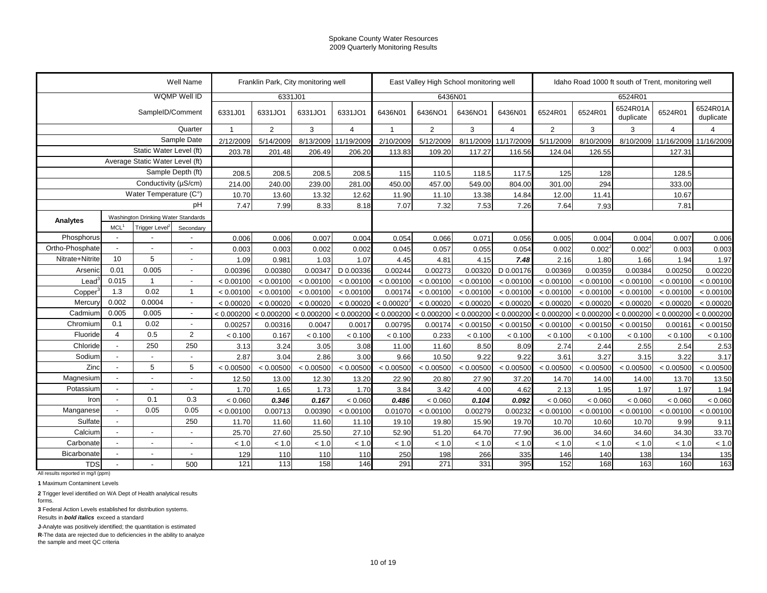Spokane County Water Resources
2009 Quarterly Monitoring Results

| | | | Well Name | Franklin Park, City monitoring well | | | | East Valley High School monitoring well | | | | Idaho Road 1000 ft south of Trent, monitoring well | | | | |
|---|---|---|---|---|---|---|---|---|---|---|---|---|---|---|---|---|
| | | | WQMP Well ID | 6331J01 | | | | 6436N01 | | | | 6524R01 | | | | |
| | | | SampleID/Comment | 6331J01 | 6331JO1 | 6331JO1 | 6331JO1 | 6436N01 | 6436NO1 | 6436NO1 | 6436N01 | 6524R01 | 6524R01 | 6524R01A duplicate | 6524R01 | 6524R01A duplicate |
| | | | Quarter | 1 | 2 | 3 | 4 | 1 | 2 | 3 | 4 | 2 | 3 | 3 | 4 | 4 |
| | | | Sample Date | 2/12/2009 | 5/14/2009 | 8/13/2009 | 11/19/2009 | 2/10/2009 | 5/12/2009 | 8/11/2009 | 11/17/2009 | 5/11/2009 | 8/10/2009 | 8/10/2009 | 11/16/2009 | 11/16/2009 |
| | | | Static Water Level (ft) | 203.78 | 201.48 | 206.49 | 206.20 | 113.83 | 109.20 | 117.27 | 116.56 | 124.04 | 126.55 | | 127.31 | |
| | | | Average Static Water Level (ft) | | | | | | | | | | | | | |
| | | | Sample Depth (ft) | 208.5 | 208.5 | 208.5 | 208.5 | 115 | 110.5 | 118.5 | 117.5 | 125 | 128 | | 128.5 | |
| | | | Conductivity (µS/cm) | 214.00 | 240.00 | 239.00 | 281.00 | 450.00 | 457.00 | 549.00 | 804.00 | 301.00 | 294 | | 333.00 | |
| | | | Water Temperature (C°) | 10.70 | 13.60 | 13.32 | 12.62 | 11.90 | 11.10 | 13.38 | 14.84 | 12.00 | 11.41 | | 10.67 | |
| | | | pH | 7.47 | 7.99 | 8.33 | 8.18 | 7.07 | 7.32 | 7.53 | 7.26 | 7.64 | 7.93 | | 7.81 | |
| **Analytes** | Washington Drinking Water Standards | | | | | | | | | | | | | | | |
| | MCL[1] | Trigger Level[2] | Secondary | | | | | | | | | | | | | |
| Phosphorus | - | - | - | 0.006 | 0.006 | 0.007 | 0.004 | 0.054 | 0.066 | 0.071 | 0.056 | 0.005 | 0.004 | 0.004 | 0.007 | 0.006 |
| Ortho-Phosphate | - | - | - | 0.003 | 0.003 | 0.002 | 0.002 | 0.045 | 0.057 | 0.055 | 0.054 | 0.002 | 0.002[J] | 0.002[J] | 0.003 | 0.003 |
| Nitrate+Nitrite | 10 | 5 | - | 1.09 | 0.981 | 1.03 | 1.07 | 4.45 | 4.81 | 4.15 | ***7.48*** | 2.16 | 1.80 | 1.66 | 1.94 | 1.97 |
| Arsenic | 0.01 | 0.005 | - | 0.00396 | 0.00380 | 0.00347 | D 0.00336 | 0.00244 | 0.00273 | 0.00320 | D 0.00176 | 0.00369 | 0.00359 | 0.00384 | 0.00250 | 0.00220 |
| Lead[3] | 0.015 | 1 | - | < 0.00100 | < 0.00100 | < 0.00100 | < 0.00100 | < 0.00100 | < 0.00100 | < 0.00100 | < 0.00100 | < 0.00100 | < 0.00100 | < 0.00100 | < 0.00100 | < 0.00100 |
| Copper[3] | 1.3 | 0.02 | 1 | < 0.00100 | < 0.00100 | < 0.00100 | < 0.00100 | 0.00174 | < 0.00100 | < 0.00100 | < 0.00100 | < 0.00100 | < 0.00100 | < 0.00100 | < 0.00100 | < 0.00100 |
| Mercury | 0.002 | 0.0004 | - | < 0.00020 | < 0.00020 | < 0.00020 | < 0.00020 | < 0.00020[J] | < 0.00020 | < 0.00020 | < 0.00020 | < 0.00020 | < 0.00020 | < 0.00020 | < 0.00020 | < 0.00020 |
| Cadmium | 0.005 | 0.005 | - | < 0.000200 | < 0.000200 | < 0.000200 | < 0.000200 | < 0.000200 | < 0.000200 | < 0.000200 | < 0.000200 | < 0.000200 | < 0.000200 | < 0.000200 | < 0.000200 | < 0.000200 |
| Chromium | 0.1 | 0.02 | - | 0.00257 | 0.00316 | 0.0047 | 0.0017 | 0.00795 | 0.00174 | < 0.00150 | < 0.00150 | < 0.00100 | < 0.00150 | < 0.00150 | 0.00161 | < 0.00150 |
| Fluoride | 4 | 0.5 | 2 | < 0.100 | 0.167 | < 0.100 | < 0.100 | < 0.100 | 0.233 | < 0.100 | < 0.100 | < 0.100 | < 0.100 | < 0.100 | < 0.100 | < 0.100 |
| Chloride | - | 250 | 250 | 3.13 | 3.24 | 3.05 | 3.08 | 11.00 | 11.60 | 8.50 | 8.09 | 2.74 | 2.44 | 2.55 | 2.54 | 2.53 |
| Sodium | - | - | - | 2.87 | 3.04 | 2.86 | 3.00 | 9.66 | 10.50 | 9.22 | 9.22 | 3.61 | 3.27 | 3.15 | 3.22 | 3.17 |
| Zinc | - | 5 | 5 | < 0.00500 | < 0.00500 | < 0.00500 | < 0.00500 | < 0.00500 | < 0.00500 | < 0.00500 | < 0.00500 | < 0.00500 | < 0.00500 | < 0.00500 | < 0.00500 | < 0.00500 |
| Magnesium | - | - | - | 12.50 | 13.00 | 12.30 | 13.20 | 22.90 | 20.80 | 27.90 | 37.20 | 14.70 | 14.00 | 14.00 | 13.70 | 13.50 |
| Potassium | - | - | - | 1.70 | 1.65 | 1.73 | 1.70 | 3.84 | 3.42 | 4.00 | 4.62 | 2.13 | 1.95 | 1.97 | 1.97 | 1.94 |
| Iron | - | 0.1 | 0.3 | < 0.060 | ***0.346*** | ***0.167*** | < 0.060 | ***0.486*** | < 0.060 | ***0.104*** | ***0.092*** | < 0.060 | < 0.060 | < 0.060 | < 0.060 | < 0.060 |
| Manganese | - | 0.05 | 0.05 | < 0.00100 | 0.00713 | 0.00390 | < 0.00100 | 0.01070 | < 0.00100 | 0.00279 | 0.00232 | < 0.00100 | < 0.00100 | < 0.00100 | < 0.00100 | < 0.00100 |
| Sulfate | - | | 250 | 11.70 | 11.60 | 11.60 | 11.10 | 19.10 | 19.80 | 15.90 | 19.70 | 10.70 | 10.60 | 10.70 | 9.99 | 9.11 |
| Calcium | - | - | - | 25.70 | 27.60 | 25.50 | 27.10 | 52.90 | 51.20 | 64.70 | 77.90 | 36.00 | 34.60 | 34.60 | 34.30 | 33.70 |
| Carbonate | - | - | - | < 1.0 | < 1.0 | < 1.0 | < 1.0 | < 1.0 | < 1.0 | < 1.0 | < 1.0 | < 1.0 | < 1.0 | < 1.0 | < 1.0 | < 1.0 |
| Bicarbonate | - | - | - | 129 | 110 | 110 | 110 | 250 | 198 | 266 | 335 | 146 | 140 | 138 | 134 | 135 |
| TDS | - | - | 500 | 121 | 113 | 158 | 146 | 291 | 271 | 331 | 395 | 152 | 168 | 163 | 160 | 163 |

All results reported in mg/l (ppm)

**1** Maximum Contaminent Levels

**2** Trigger level identified on WA Dept of Health analytical results forms.

**3** Federal Action Levels established for distribution systems.

Results in ***bold italics*** exceed a standard

**J**-Analyte was positively identified; the quantitation is estimated

**R**-The data are rejected due to deficiencies in the ability to analyze the sample and meet QC criteria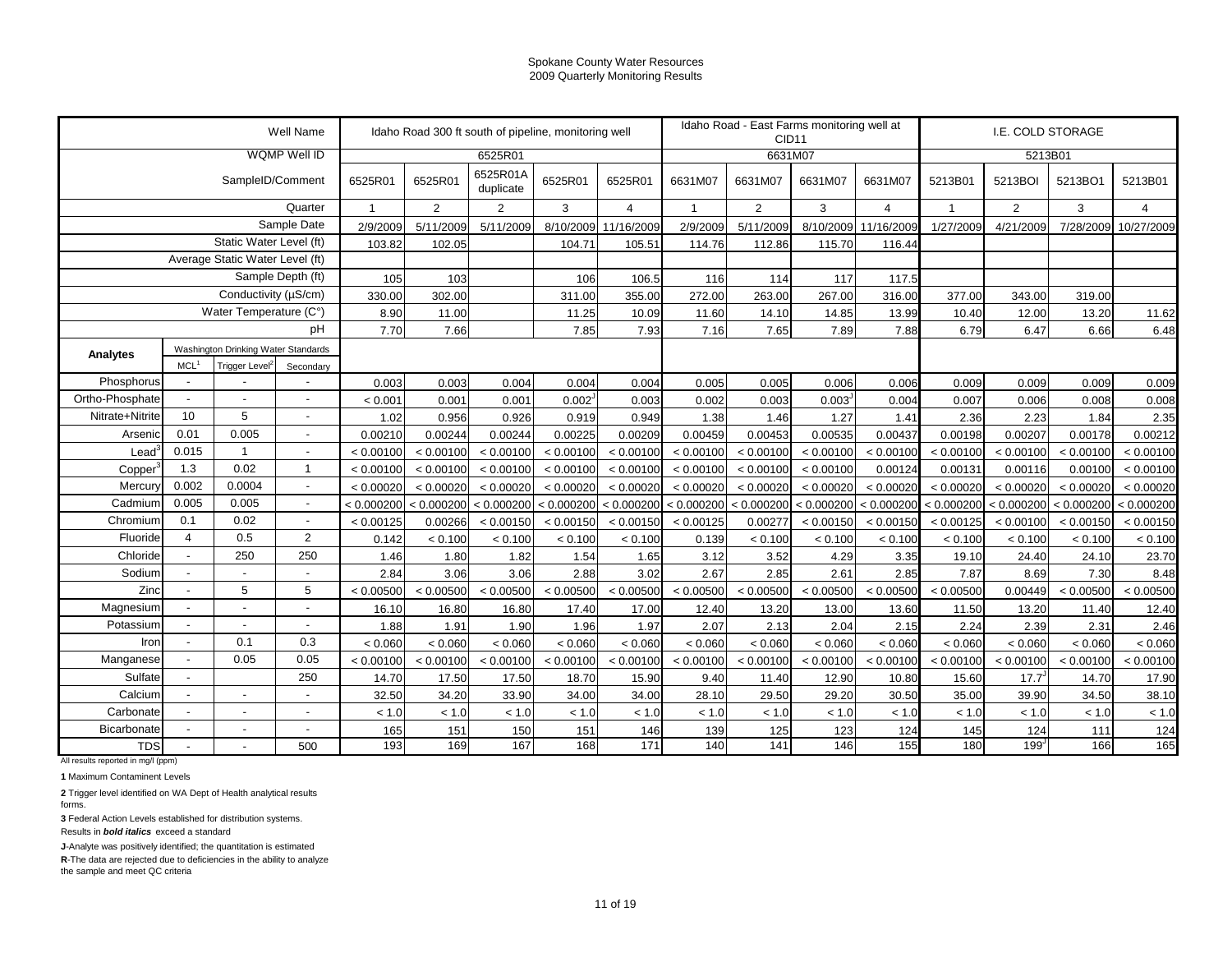# Spokane County Water Resources
## 2009 Quarterly Monitoring Results

| | | | Well Name | Idaho Road 300 ft south of pipeline, monitoring well | | | | | Idaho Road - East Farms monitoring well at CID11 | | | | I.E. COLD STORAGE | | | |
|---|---|---|---|---|---|---|---|---|---|---|---|---|---|---|---|---|
| | | | WQMP Well ID | 6525R01 | | | | | 6631M07 | | | | 5213B01 | | | |
| | | | SampleID/Comment | 6525R01 | 6525R01 | 6525R01A duplicate | 6525R01 | 6525R01 | 6631M07 | 6631M07 | 6631M07 | 6631M07 | 5213B01 | 5213BOI | 5213BO1 | 5213B01 |
| | | | Quarter | 1 | 2 | 2 | 3 | 4 | 1 | 2 | 3 | 4 | 1 | 2 | 3 | 4 |
| | | | Sample Date | 2/9/2009 | 5/11/2009 | 5/11/2009 | 8/10/2009 | 11/16/2009 | 2/9/2009 | 5/11/2009 | 8/10/2009 | 11/16/2009 | 1/27/2009 | 4/21/2009 | 7/28/2009 | 10/27/2009 |
| | | | Static Water Level (ft) | 103.82 | 102.05 | | 104.71 | 105.51 | 114.76 | 112.86 | 115.70 | 116.44 | | | | |
| | | | Average Static Water Level (ft) | | | | | | | | | | | | | |
| | | | Sample Depth (ft) | 105 | 103 | | 106 | 106.5 | 116 | 114 | 117 | 117.5 | | | | |
| | | | Conductivity (µS/cm) | 330.00 | 302.00 | | 311.00 | 355.00 | 272.00 | 263.00 | 267.00 | 316.00 | 377.00 | 343.00 | 319.00 | |
| | | | Water Temperature (C°) | 8.90 | 11.00 | | 11.25 | 10.09 | 11.60 | 14.10 | 14.85 | 13.99 | 10.40 | 12.00 | 13.20 | 11.62 |
| | | | pH | 7.70 | 7.66 | | 7.85 | 7.93 | 7.16 | 7.65 | 7.89 | 7.88 | 6.79 | 6.47 | 6.66 | 6.48 |
| **Analytes** | Washington Drinking Water Standards | | | | | | | | | | | | | | | |
| | MCL[1] | Trigger Level[2] | Secondary | | | | | | | | | | | | | |
| Phosphorus | - | - | - | 0.003 | 0.003 | 0.004 | 0.004 | 0.004 | 0.005 | 0.005 | 0.006 | 0.006 | 0.009 | 0.009 | 0.009 | 0.009 |
| Ortho-Phosphate | - | - | - | < 0.001 | 0.001 | 0.001 | 0.002[J] | 0.003 | 0.002 | 0.003 | 0.003[J] | 0.004 | 0.007 | 0.006 | 0.008 | 0.008 |
| Nitrate+Nitrite | 10 | 5 | - | 1.02 | 0.956 | 0.926 | 0.919 | 0.949 | 1.38 | 1.46 | 1.27 | 1.41 | 2.36 | 2.23 | 1.84 | 2.35 |
| Arsenic | 0.01 | 0.005 | - | 0.00210 | 0.00244 | 0.00244 | 0.00225 | 0.00209 | 0.00459 | 0.00453 | 0.00535 | 0.00437 | 0.00198 | 0.00207 | 0.00178 | 0.00212 |
| Lead[3] | 0.015 | 1 | - | < 0.00100 | < 0.00100 | < 0.00100 | < 0.00100 | < 0.00100 | < 0.00100 | < 0.00100 | < 0.00100 | < 0.00100 | < 0.00100 | < 0.00100 | < 0.00100 | < 0.00100 |
| Copper[3] | 1.3 | 0.02 | 1 | < 0.00100 | < 0.00100 | < 0.00100 | < 0.00100 | < 0.00100 | < 0.00100 | < 0.00100 | < 0.00100 | 0.00124 | 0.00131 | 0.00116 | 0.00100 | < 0.00100 |
| Mercury | 0.002 | 0.0004 | - | < 0.00020 | < 0.00020 | < 0.00020 | < 0.00020 | < 0.00020 | < 0.00020 | < 0.00020 | < 0.00020 | < 0.00020 | < 0.00020 | < 0.00020 | < 0.00020 | < 0.00020 |
| Cadmium | 0.005 | 0.005 | - | < 0.000200 | < 0.000200 | < 0.000200 | < 0.000200 | < 0.000200 | < 0.000200 | < 0.000200 | < 0.000200 | < 0.000200 | < 0.000200 | < 0.000200 | < 0.000200 | < 0.000200 |
| Chromium | 0.1 | 0.02 | - | < 0.00125 | 0.00266 | < 0.00150 | < 0.00150 | < 0.00150 | < 0.00125 | 0.00277 | < 0.00150 | < 0.00150 | < 0.00125 | < 0.00100 | < 0.00150 | < 0.00150 |
| Fluoride | 4 | 0.5 | 2 | 0.142 | < 0.100 | < 0.100 | < 0.100 | < 0.100 | 0.139 | < 0.100 | < 0.100 | < 0.100 | < 0.100 | < 0.100 | < 0.100 | < 0.100 |
| Chloride | - | 250 | 250 | 1.46 | 1.80 | 1.82 | 1.54 | 1.65 | 3.12 | 3.52 | 4.29 | 3.35 | 19.10 | 24.40 | 24.10 | 23.70 |
| Sodium | - | - | - | 2.84 | 3.06 | 3.06 | 2.88 | 3.02 | 2.67 | 2.85 | 2.61 | 2.85 | 7.87 | 8.69 | 7.30 | 8.48 |
| Zinc | - | 5 | 5 | < 0.00500 | < 0.00500 | < 0.00500 | < 0.00500 | < 0.00500 | < 0.00500 | < 0.00500 | < 0.00500 | < 0.00500 | < 0.00500 | 0.00449 | < 0.00500 | < 0.00500 |
| Magnesium | - | - | - | 16.10 | 16.80 | 16.80 | 17.40 | 17.00 | 12.40 | 13.20 | 13.00 | 13.60 | 11.50 | 13.20 | 11.40 | 12.40 |
| Potassium | - | - | - | 1.88 | 1.91 | 1.90 | 1.96 | 1.97 | 2.07 | 2.13 | 2.04 | 2.15 | 2.24 | 2.39 | 2.31 | 2.46 |
| Iron | - | 0.1 | 0.3 | < 0.060 | < 0.060 | < 0.060 | < 0.060 | < 0.060 | < 0.060 | < 0.060 | < 0.060 | < 0.060 | < 0.060 | < 0.060 | < 0.060 | < 0.060 |
| Manganese | - | 0.05 | 0.05 | < 0.00100 | < 0.00100 | < 0.00100 | < 0.00100 | < 0.00100 | < 0.00100 | < 0.00100 | < 0.00100 | < 0.00100 | < 0.00100 | < 0.00100 | < 0.00100 | < 0.00100 |
| Sulfate | - | | 250 | 14.70 | 17.50 | 17.50 | 18.70 | 15.90 | 9.40 | 11.40 | 12.90 | 10.80 | 15.60 | 17.7[J] | 14.70 | 17.90 |
| Calcium | - | - | - | 32.50 | 34.20 | 33.90 | 34.00 | 34.00 | 28.10 | 29.50 | 29.20 | 30.50 | 35.00 | 39.90 | 34.50 | 38.10 |
| Carbonate | - | - | - | < 1.0 | < 1.0 | < 1.0 | < 1.0 | < 1.0 | < 1.0 | < 1.0 | < 1.0 | < 1.0 | < 1.0 | < 1.0 | < 1.0 | < 1.0 |
| Bicarbonate | - | - | - | 165 | 151 | 150 | 151 | 146 | 139 | 125 | 123 | 124 | 145 | 124 | 111 | 124 |
| TDS | - | - | 500 | 193 | 169 | 167 | 168 | 171 | 140 | 141 | 146 | 155 | 180 | 199[J] | 166 | 165 |

All results reported in mg/l (ppm)

**1** Maximum Contaminent Levels

**2** Trigger level identified on WA Dept of Health analytical results forms.

**3** Federal Action Levels established for distribution systems.

Results in ***bold italics*** exceed a standard

**J**-Analyte was positively identified; the quantitation is estimated

**R**-The data are rejected due to deficiencies in the ability to analyze the sample and meet QC criteria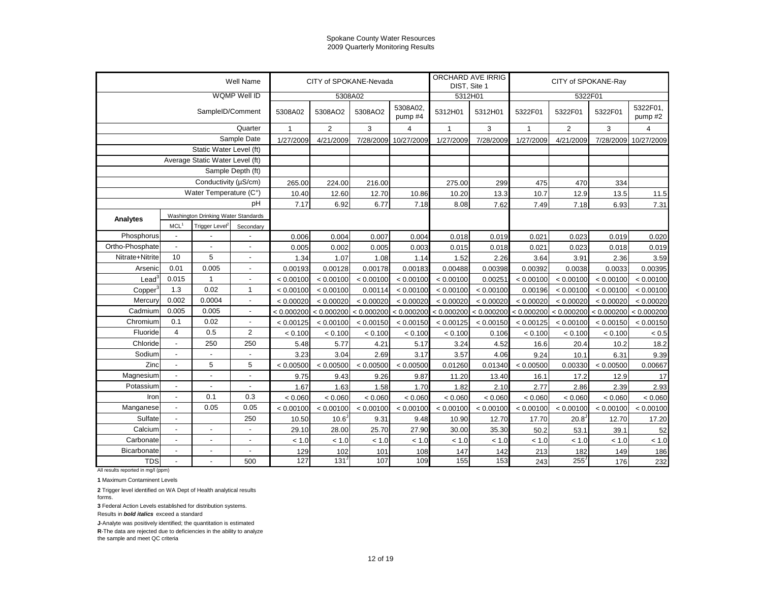Spokane County Water Resources
2009 Quarterly Monitoring Results

| | | | Well Name | CITY of SPOKANE-Nevada | | | | ORCHARD AVE IRRIG DIST, Site 1 | | CITY of SPOKANE-Ray | | | |
|---|---|---|---|---|---|---|---|---|---|---|---|---|---|
| | | | WQMP Well ID | 5308A02 | | | | 5312H01 | | 5322F01 | | | |
| | | | SampleID/Comment | 5308A02 | 5308AO2 | 5308AO2 | 5308A02, pump #4 | 5312H01 | 5312H01 | 5322F01 | 5322F01 | 5322F01 | 5322F01, pump #2 |
| | | | Quarter | 1 | 2 | 3 | 4 | 1 | 3 | 1 | 2 | 3 | 4 |
| | | | Sample Date | 1/27/2009 | 4/21/2009 | 7/28/2009 | 10/27/2009 | 1/27/2009 | 7/28/2009 | 1/27/2009 | 4/21/2009 | 7/28/2009 | 10/27/2009 |
| | | | Static Water Level (ft) | | | | | | | | | | |
| | | | Average Static Water Level (ft) | | | | | | | | | | |
| | | | Sample Depth (ft) | | | | | | | | | | |
| | | | Conductivity (µS/cm) | 265.00 | 224.00 | 216.00 | | 275.00 | 299 | 475 | 470 | 334 | |
| | | | Water Temperature (C°) | 10.40 | 12.60 | 12.70 | 10.86 | 10.20 | 13.3 | 10.7 | 12.9 | 13.5 | 11.5 |
| | | | pH | 7.17 | 6.92 | 6.77 | 7.18 | 8.08 | 7.62 | 7.49 | 7.18 | 6.93 | 7.31 |
| **Analytes** | Washington Drinking Water Standards | | | | | | | | | | | | |
| | MCL[1] | Trigger Level[2] | Secondary | | | | | | | | | | |
| Phosphorus | - | - | - | 0.006 | 0.004 | 0.007 | 0.004 | 0.018 | 0.019 | 0.021 | 0.023 | 0.019 | 0.020 |
| Ortho-Phosphate | - | - | - | 0.005 | 0.002 | 0.005 | 0.003 | 0.015 | 0.018 | 0.021 | 0.023 | 0.018 | 0.019 |
| Nitrate+Nitrite | 10 | 5 | - | 1.34 | 1.07 | 1.08 | 1.14 | 1.52 | 2.26 | 3.64 | 3.91 | 2.36 | 3.59 |
| Arsenic | 0.01 | 0.005 | - | 0.00193 | 0.00128 | 0.00178 | 0.00183 | 0.00488 | 0.00398 | 0.00392 | 0.0038 | 0.0033 | 0.00395 |
| Lead[3] | 0.015 | 1 | - | < 0.00100 | < 0.00100 | < 0.00100 | < 0.00100 | < 0.00100 | 0.00251 | < 0.00100 | < 0.00100 | < 0.00100 | < 0.00100 |
| Copper[3] | 1.3 | 0.02 | 1 | < 0.00100 | < 0.00100 | 0.00114 | < 0.00100 | < 0.00100 | < 0.00100 | 0.00196 | < 0.00100 | < 0.00100 | < 0.00100 |
| Mercury | 0.002 | 0.0004 | - | < 0.00020 | < 0.00020 | < 0.00020 | < 0.00020 | < 0.00020 | < 0.00020 | < 0.00020 | < 0.00020 | < 0.00020 | < 0.00020 |
| Cadmium | 0.005 | 0.005 | - | < 0.000200 | < 0.000200 | < 0.000200 | < 0.000200 | < 0.000200 | < 0.000200 | < 0.000200 | < 0.000200 | < 0.000200 | < 0.000200 |
| Chromium | 0.1 | 0.02 | - | < 0.00125 | < 0.00100 | < 0.00150 | < 0.00150 | < 0.00125 | < 0.00150 | < 0.00125 | < 0.00100 | < 0.00150 | < 0.00150 |
| Fluoride | 4 | 0.5 | 2 | < 0.100 | < 0.100 | < 0.100 | < 0.100 | < 0.100 | 0.106 | < 0.100 | < 0.100 | < 0.100 | < 0.5 |
| Chloride | - | 250 | 250 | 5.48 | 5.77 | 4.21 | 5.17 | 3.24 | 4.52 | 16.6 | 20.4 | 10.2 | 18.2 |
| Sodium | - | - | - | 3.23 | 3.04 | 2.69 | 3.17 | 3.57 | 4.06 | 9.24 | 10.1 | 6.31 | 9.39 |
| Zinc | - | 5 | 5 | < 0.00500 | < 0.00500 | < 0.00500 | < 0.00500 | 0.01260 | 0.01340 | < 0.00500 | 0.00330 | < 0.00500 | 0.00667 |
| Magnesium | - | - | - | 9.75 | 9.43 | 9.26 | 9.87 | 11.20 | 13.40 | 16.1 | 17.2 | 12.9 | 17 |
| Potassium | - | - | - | 1.67 | 1.63 | 1.58 | 1.70 | 1.82 | 2.10 | 2.77 | 2.86 | 2.39 | 2.93 |
| Iron | - | 0.1 | 0.3 | < 0.060 | < 0.060 | < 0.060 | < 0.060 | < 0.060 | < 0.060 | < 0.060 | < 0.060 | < 0.060 | < 0.060 |
| Manganese | - | 0.05 | 0.05 | < 0.00100 | < 0.00100 | < 0.00100 | < 0.00100 | < 0.00100 | < 0.00100 | < 0.00100 | < 0.00100 | < 0.00100 | < 0.00100 |
| Sulfate | - | | 250 | 10.50 | 10.6[J] | 9.31 | 9.48 | 10.90 | 12.70 | 17.70 | 20.8[J] | 12.70 | 17.20 |
| Calcium | - | - | - | 29.10 | 28.00 | 25.70 | 27.90 | 30.00 | 35.30 | 50.2 | 53.1 | 39.1 | 52 |
| Carbonate | - | - | - | < 1.0 | < 1.0 | < 1.0 | < 1.0 | < 1.0 | < 1.0 | < 1.0 | < 1.0 | < 1.0 | < 1.0 |
| Bicarbonate | - | - | - | 129 | 102 | 101 | 108 | 147 | 142 | 213 | 182 | 149 | 186 |
| TDS | - | - | 500 | 127 | 131[J] | 107 | 109 | 155 | 153 | 243 | 255[J] | 176 | 232 |

All results reported in mg/l (ppm)

**1** Maximum Contaminent Levels

**2** Trigger level identified on WA Dept of Health analytical results forms.

**3** Federal Action Levels established for distribution systems.

Results in ***bold italics*** exceed a standard

**J**-Analyte was positively identified; the quantitation is estimated

**R**-The data are rejected due to deficiencies in the ability to analyze the sample and meet QC criteria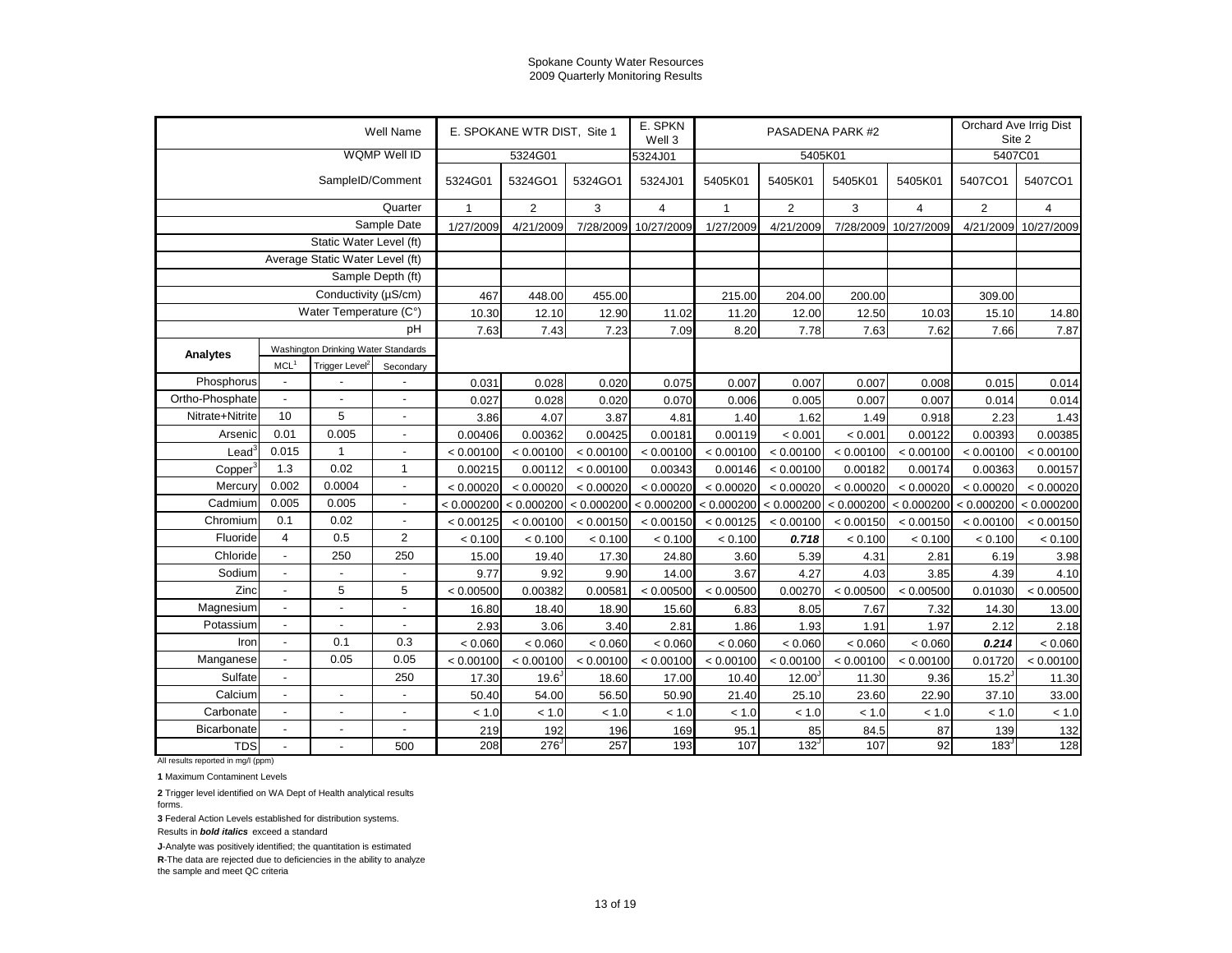# Spokane County Water Resources
## 2009 Quarterly Monitoring Results

| | | | Well Name | E. SPOKANE WTR DIST, Site 1 | | | E. SPKN Well 3 | PASADENA PARK #2 | | | | Orchard Ave Irrig Dist Site 2 | |
|---|---|---|---|---|---|---|---|---|---|---|---|---|---|
| | | | WQMP Well ID | 5324G01 | | | 5324J01 | 5405K01 | | | | 5407C01 | |
| | | | SampleID/Comment | 5324G01 | 5324GO1 | 5324GO1 | 5324J01 | 5405K01 | 5405K01 | 5405K01 | 5405K01 | 5407CO1 | 5407CO1 |
| | | | Quarter | 1 | 2 | 3 | 4 | 1 | 2 | 3 | 4 | 2 | 4 |
| | | | Sample Date | 1/27/2009 | 4/21/2009 | 7/28/2009 | 10/27/2009 | 1/27/2009 | 4/21/2009 | 7/28/2009 | 10/27/2009 | 4/21/2009 | 10/27/2009 |
| | | | Static Water Level (ft) | | | | | | | | | | |
| | | | Average Static Water Level (ft) | | | | | | | | | | |
| | | | Sample Depth (ft) | | | | | | | | | | |
| | | | Conductivity (µS/cm) | 467 | 448.00 | 455.00 | | 215.00 | 204.00 | 200.00 | | 309.00 | |
| | | | Water Temperature (C°) | 10.30 | 12.10 | 12.90 | 11.02 | 11.20 | 12.00 | 12.50 | 10.03 | 15.10 | 14.80 |
| | | | pH | 7.63 | 7.43 | 7.23 | 7.09 | 8.20 | 7.78 | 7.63 | 7.62 | 7.66 | 7.87 |
| **Analytes** | Washington Drinking Water Standards | | | | | | | | | | | | |
| | MCL[1] | Trigger Level[2] | Secondary | | | | | | | | | | |
| Phosphorus | - | - | - | 0.031 | 0.028 | 0.020 | 0.075 | 0.007 | 0.007 | 0.007 | 0.008 | 0.015 | 0.014 |
| Ortho-Phosphate | - | - | - | 0.027 | 0.028 | 0.020 | 0.070 | 0.006 | 0.005 | 0.007 | 0.007 | 0.014 | 0.014 |
| Nitrate+Nitrite | 10 | 5 | - | 3.86 | 4.07 | 3.87 | 4.81 | 1.40 | 1.62 | 1.49 | 0.918 | 2.23 | 1.43 |
| Arsenic | 0.01 | 0.005 | - | 0.00406 | 0.00362 | 0.00425 | 0.00181 | 0.00119 | < 0.001 | < 0.001 | 0.00122 | 0.00393 | 0.00385 |
| Lead[3] | 0.015 | 1 | - | < 0.00100 | < 0.00100 | < 0.00100 | < 0.00100 | < 0.00100 | < 0.00100 | < 0.00100 | < 0.00100 | < 0.00100 | < 0.00100 |
| Copper[3] | 1.3 | 0.02 | 1 | 0.00215 | 0.00112 | < 0.00100 | 0.00343 | 0.00146 | < 0.00100 | 0.00182 | 0.00174 | 0.00363 | 0.00157 |
| Mercury | 0.002 | 0.0004 | - | < 0.00020 | < 0.00020 | < 0.00020 | < 0.00020 | < 0.00020 | < 0.00020 | < 0.00020 | < 0.00020 | < 0.00020 | < 0.00020 |
| Cadmium | 0.005 | 0.005 | - | < 0.000200 | < 0.000200 | < 0.000200 | < 0.000200 | < 0.000200 | < 0.000200 | < 0.000200 | < 0.000200 | < 0.000200 | < 0.000200 |
| Chromium | 0.1 | 0.02 | - | < 0.00125 | < 0.00100 | < 0.00150 | < 0.00150 | < 0.00125 | < 0.00100 | < 0.00150 | < 0.00150 | < 0.00100 | < 0.00150 |
| Fluoride | 4 | 0.5 | 2 | < 0.100 | < 0.100 | < 0.100 | < 0.100 | < 0.100 | ***0.718*** | < 0.100 | < 0.100 | < 0.100 | < 0.100 |
| Chloride | - | 250 | 250 | 15.00 | 19.40 | 17.30 | 24.80 | 3.60 | 5.39 | 4.31 | 2.81 | 6.19 | 3.98 |
| Sodium | - | - | - | 9.77 | 9.92 | 9.90 | 14.00 | 3.67 | 4.27 | 4.03 | 3.85 | 4.39 | 4.10 |
| Zinc | - | 5 | 5 | < 0.00500 | 0.00382 | 0.00581 | < 0.00500 | < 0.00500 | 0.00270 | < 0.00500 | < 0.00500 | 0.01030 | < 0.00500 |
| Magnesium | - | - | - | 16.80 | 18.40 | 18.90 | 15.60 | 6.83 | 8.05 | 7.67 | 7.32 | 14.30 | 13.00 |
| Potassium | - | - | - | 2.93 | 3.06 | 3.40 | 2.81 | 1.86 | 1.93 | 1.91 | 1.97 | 2.12 | 2.18 |
| Iron | - | 0.1 | 0.3 | < 0.060 | < 0.060 | < 0.060 | < 0.060 | < 0.060 | < 0.060 | < 0.060 | < 0.060 | ***0.214*** | < 0.060 |
| Manganese | - | 0.05 | 0.05 | < 0.00100 | < 0.00100 | < 0.00100 | < 0.00100 | < 0.00100 | < 0.00100 | < 0.00100 | < 0.00100 | 0.01720 | < 0.00100 |
| Sulfate | - | | 250 | 17.30 | 19.6[J] | 18.60 | 17.00 | 10.40 | 12.00[J] | 11.30 | 9.36 | 15.2[J] | 11.30 |
| Calcium | - | - | - | 50.40 | 54.00 | 56.50 | 50.90 | 21.40 | 25.10 | 23.60 | 22.90 | 37.10 | 33.00 |
| Carbonate | - | - | - | < 1.0 | < 1.0 | < 1.0 | < 1.0 | < 1.0 | < 1.0 | < 1.0 | < 1.0 | < 1.0 | < 1.0 |
| Bicarbonate | - | - | - | 219 | 192 | 196 | 169 | 95.1 | 85 | 84.5 | 87 | 139 | 132 |
| TDS | - | - | 500 | 208 | 276[J] | 257 | 193 | 107 | 132[J] | 107 | 92 | 183[J] | 128 |

All results reported in mg/l (ppm)

**1** Maximum Contaminent Levels

**2** Trigger level identified on WA Dept of Health analytical results forms.

**3** Federal Action Levels established for distribution systems.

Results in ***bold italics*** exceed a standard

**J**-Analyte was positively identified; the quantitation is estimated

**R**-The data are rejected due to deficiencies in the ability to analyze the sample and meet QC criteria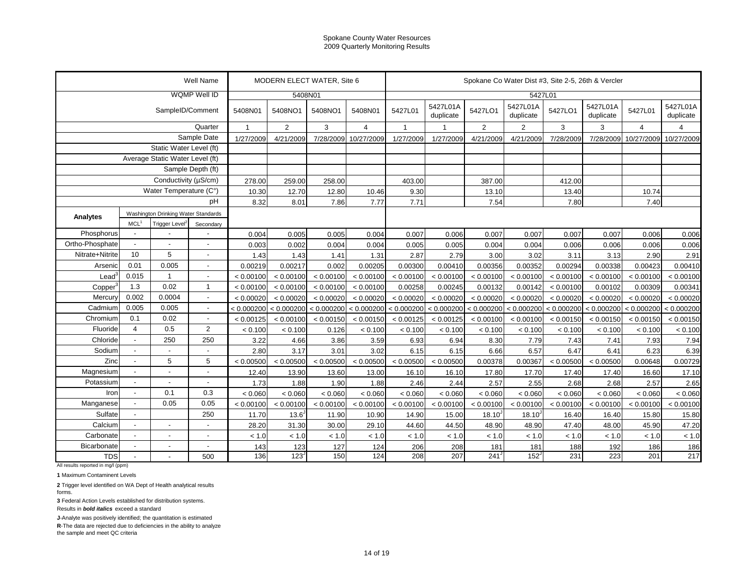Spokane County Water Resources
2009 Quarterly Monitoring Results

| | | | Well Name | MODERN ELECT WATER, Site 6 | | | | Spokane Co Water Dist #3, Site 2-5, 26th & Vercler | | | | | | | |
|---|---|---|---|---|---|---|---|---|---|---|---|---|---|---|---|
| | | | WQMP Well ID | 5408N01 | | | | 5427L01 | | | | | | | |
| | | | SampleID/Comment | 5408N01 | 5408NO1 | 5408NO1 | 5408N01 | 5427L01 | 5427L01A duplicate | 5427LO1 | 5427L01A duplicate | 5427LO1 | 5427L01A duplicate | 5427L01 | 5427L01A duplicate |
| | | | Quarter | 1 | 2 | 3 | 4 | 1 | 1 | 2 | 2 | 3 | 3 | 4 | 4 |
| | | | Sample Date | 1/27/2009 | 4/21/2009 | 7/28/2009 | 10/27/2009 | 1/27/2009 | 1/27/2009 | 4/21/2009 | 4/21/2009 | 7/28/2009 | 7/28/2009 | 10/27/2009 | 10/27/2009 |
| | | | Static Water Level (ft) | | | | | | | | | | | | |
| | | | Average Static Water Level (ft) | | | | | | | | | | | | |
| | | | Sample Depth (ft) | | | | | | | | | | | | |
| | | | Conductivity (µS/cm) | 278.00 | 259.00 | 258.00 | | 403.00 | | 387.00 | | 412.00 | | | |
| | | | Water Temperature (C°) | 10.30 | 12.70 | 12.80 | 10.46 | 9.30 | | 13.10 | | 13.40 | | 10.74 | |
| | | | pH | 8.32 | 8.01 | 7.86 | 7.77 | 7.71 | | 7.54 | | 7.80 | | 7.40 | |
| **Analytes** | Washington Drinking Water Standards | | | | | | | | | | | | | | |
| | MCL[1] | Trigger Level[2] | Secondary | | | | | | | | | | | | |
| Phosphorus | - | - | - | 0.004 | 0.005 | 0.005 | 0.004 | 0.007 | 0.006 | 0.007 | 0.007 | 0.007 | 0.007 | 0.006 | 0.006 |
| Ortho-Phosphate | - | - | - | 0.003 | 0.002 | 0.004 | 0.004 | 0.005 | 0.005 | 0.004 | 0.004 | 0.006 | 0.006 | 0.006 | 0.006 |
| Nitrate+Nitrite | 10 | 5 | - | 1.43 | 1.43 | 1.41 | 1.31 | 2.87 | 2.79 | 3.00 | 3.02 | 3.11 | 3.13 | 2.90 | 2.91 |
| Arsenic | 0.01 | 0.005 | - | 0.00219 | 0.00217 | 0.002 | 0.00205 | 0.00300 | 0.00410 | 0.00356 | 0.00352 | 0.00294 | 0.00338 | 0.00423 | 0.00410 |
| Lead[3] | 0.015 | 1 | - | < 0.00100 | < 0.00100 | < 0.00100 | < 0.00100 | < 0.00100 | < 0.00100 | < 0.00100 | < 0.00100 | < 0.00100 | < 0.00100 | < 0.00100 | < 0.00100 |
| Copper[3] | 1.3 | 0.02 | 1 | < 0.00100 | < 0.00100 | < 0.00100 | < 0.00100 | 0.00258 | 0.00245 | 0.00132 | 0.00142 | < 0.00100 | 0.00102 | 0.00309 | 0.00341 |
| Mercury | 0.002 | 0.0004 | - | < 0.00020 | < 0.00020 | < 0.00020 | < 0.00020 | < 0.00020 | < 0.00020 | < 0.00020 | < 0.00020 | < 0.00020 | < 0.00020 | < 0.00020 | < 0.00020 |
| Cadmium | 0.005 | 0.005 | - | < 0.000200 | < 0.000200 | < 0.000200 | < 0.000200 | < 0.000200 | < 0.000200 | < 0.000200 | < 0.000200 | < 0.000200 | < 0.000200 | < 0.000200 | < 0.000200 |
| Chromium | 0.1 | 0.02 | - | < 0.00125 | < 0.00100 | < 0.00150 | < 0.00150 | < 0.00125 | < 0.00125 | < 0.00100 | < 0.00100 | < 0.00150 | < 0.00150 | < 0.00150 | < 0.00150 |
| Fluoride | 4 | 0.5 | 2 | < 0.100 | < 0.100 | 0.126 | < 0.100 | < 0.100 | < 0.100 | < 0.100 | < 0.100 | < 0.100 | < 0.100 | < 0.100 | < 0.100 |
| Chloride | - | 250 | 250 | 3.22 | 4.66 | 3.86 | 3.59 | 6.93 | 6.94 | 8.30 | 7.79 | 7.43 | 7.41 | 7.93 | 7.94 |
| Sodium | - | - | - | 2.80 | 3.17 | 3.01 | 3.02 | 6.15 | 6.15 | 6.66 | 6.57 | 6.47 | 6.41 | 6.23 | 6.39 |
| Zinc | - | 5 | 5 | < 0.00500 | < 0.00500 | < 0.00500 | < 0.00500 | < 0.00500 | < 0.00500 | 0.00378 | 0.00367 | < 0.00500 | < 0.00500 | 0.00648 | 0.00729 |
| Magnesium | - | - | - | 12.40 | 13.90 | 13.60 | 13.00 | 16.10 | 16.10 | 17.80 | 17.70 | 17.40 | 17.40 | 16.60 | 17.10 |
| Potassium | - | - | - | 1.73 | 1.88 | 1.90 | 1.88 | 2.46 | 2.44 | 2.57 | 2.55 | 2.68 | 2.68 | 2.57 | 2.65 |
| Iron | - | 0.1 | 0.3 | < 0.060 | < 0.060 | < 0.060 | < 0.060 | < 0.060 | < 0.060 | < 0.060 | < 0.060 | < 0.060 | < 0.060 | < 0.060 | < 0.060 |
| Manganese | - | 0.05 | 0.05 | < 0.00100 | < 0.00100 | < 0.00100 | < 0.00100 | < 0.00100 | < 0.00100 | < 0.00100 | < 0.00100 | < 0.00100 | < 0.00100 | < 0.00100 | < 0.00100 |
| Sulfate | - | | 250 | 11.70 | 13.6[J] | 11.90 | 10.90 | 14.90 | 15.00 | 18.10[J] | 18.10[J] | 16.40 | 16.40 | 15.80 | 15.80 |
| Calcium | - | - | - | 28.20 | 31.30 | 30.00 | 29.10 | 44.60 | 44.50 | 48.90 | 48.90 | 47.40 | 48.00 | 45.90 | 47.20 |
| Carbonate | - | - | - | < 1.0 | < 1.0 | < 1.0 | < 1.0 | < 1.0 | < 1.0 | < 1.0 | < 1.0 | < 1.0 | < 1.0 | < 1.0 | < 1.0 |
| Bicarbonate | - | - | - | 143 | 123 | 127 | 124 | 206 | 208 | 181 | 181 | 188 | 192 | 186 | 186 |
| TDS | - | - | 500 | 136 | 123[J] | 150 | 124 | 208 | 207 | 241[J] | 152[J] | 231 | 223 | 201 | 217 |

All results reported in mg/l (ppm)

**1** Maximum Contaminent Levels

**2** Trigger level identified on WA Dept of Health analytical results forms.

**3** Federal Action Levels established for distribution systems.

Results in ***bold italics*** exceed a standard

**J**-Analyte was positively identified; the quantitation is estimated

**R**-The data are rejected due to deficiencies in the ability to analyze the sample and meet QC criteria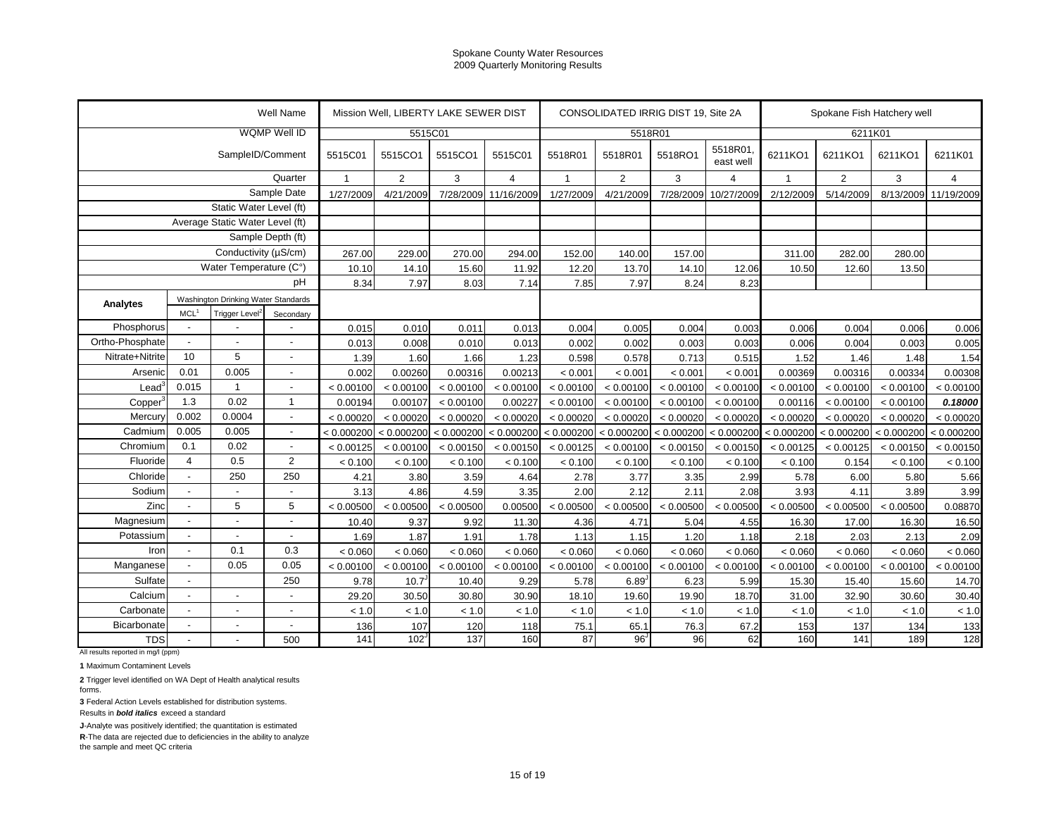Spokane County Water Resources
2009 Quarterly Monitoring Results

| | | | Well Name | Mission Well, LIBERTY LAKE SEWER DIST | | | | CONSOLIDATED IRRIG DIST 19, Site 2A | | | | Spokane Fish Hatchery well | | | |
|---|---|---|---|---|---|---|---|---|---|---|---|---|---|---|---|
| | | | WQMP Well ID | 5515C01 | | | | 5518R01 | | | | 6211K01 | | | |
| | | | SampleID/Comment | 5515C01 | 5515CO1 | 5515CO1 | 5515C01 | 5518R01 | 5518R01 | 5518RO1 | 5518R01, east well | 6211KO1 | 6211KO1 | 6211KO1 | 6211K01 |
| | | | Quarter | 1 | 2 | 3 | 4 | 1 | 2 | 3 | 4 | 1 | 2 | 3 | 4 |
| | | | Sample Date | 1/27/2009 | 4/21/2009 | 7/28/2009 | 11/16/2009 | 1/27/2009 | 4/21/2009 | 7/28/2009 | 10/27/2009 | 2/12/2009 | 5/14/2009 | 8/13/2009 | 11/19/2009 |
| | | | Static Water Level (ft) | | | | | | | | | | | | |
| | | | Average Static Water Level (ft) | | | | | | | | | | | | |
| | | | Sample Depth (ft) | | | | | | | | | | | | |
| | | | Conductivity (µS/cm) | 267.00 | 229.00 | 270.00 | 294.00 | 152.00 | 140.00 | 157.00 | | 311.00 | 282.00 | 280.00 | |
| | | | Water Temperature (C°) | 10.10 | 14.10 | 15.60 | 11.92 | 12.20 | 13.70 | 14.10 | 12.06 | 10.50 | 12.60 | 13.50 | |
| | | | pH | 8.34 | 7.97 | 8.03 | 7.14 | 7.85 | 7.97 | 8.24 | 8.23 | | | | |
| **Analytes** | Washington Drinking Water Standards | | | | | | | | | | | | | | |
| | MCL[1] | Trigger Level[2] | Secondary | | | | | | | | | | | | |
| Phosphorus | - | - | - | 0.015 | 0.010 | 0.011 | 0.013 | 0.004 | 0.005 | 0.004 | 0.003 | 0.006 | 0.004 | 0.006 | 0.006 |
| Ortho-Phosphate | - | - | - | 0.013 | 0.008 | 0.010 | 0.013 | 0.002 | 0.002 | 0.003 | 0.003 | 0.006 | 0.004 | 0.003 | 0.005 |
| Nitrate+Nitrite | 10 | 5 | - | 1.39 | 1.60 | 1.66 | 1.23 | 0.598 | 0.578 | 0.713 | 0.515 | 1.52 | 1.46 | 1.48 | 1.54 |
| Arsenic | 0.01 | 0.005 | - | 0.002 | 0.00260 | 0.00316 | 0.00213 | < 0.001 | < 0.001 | < 0.001 | < 0.001 | 0.00369 | 0.00316 | 0.00334 | 0.00308 |
| Lead[3] | 0.015 | 1 | - | < 0.00100 | < 0.00100 | < 0.00100 | < 0.00100 | < 0.00100 | < 0.00100 | < 0.00100 | < 0.00100 | < 0.00100 | < 0.00100 | < 0.00100 | < 0.00100 |
| Copper[3] | 1.3 | 0.02 | 1 | 0.00194 | 0.00107 | < 0.00100 | 0.00227 | < 0.00100 | < 0.00100 | < 0.00100 | < 0.00100 | 0.00116 | < 0.00100 | < 0.00100 | ***0.18000*** |
| Mercury | 0.002 | 0.0004 | - | < 0.00020 | < 0.00020 | < 0.00020 | < 0.00020 | < 0.00020 | < 0.00020 | < 0.00020 | < 0.00020 | < 0.00020 | < 0.00020 | < 0.00020 | < 0.00020 |
| Cadmium | 0.005 | 0.005 | - | < 0.000200 | < 0.000200 | < 0.000200 | < 0.000200 | < 0.000200 | < 0.000200 | < 0.000200 | < 0.000200 | < 0.000200 | < 0.000200 | < 0.000200 | < 0.000200 |
| Chromium | 0.1 | 0.02 | - | < 0.00125 | < 0.00100 | < 0.00150 | < 0.00150 | < 0.00125 | < 0.00100 | < 0.00150 | < 0.00150 | < 0.00125 | < 0.00125 | < 0.00150 | < 0.00150 |
| Fluoride | 4 | 0.5 | 2 | < 0.100 | < 0.100 | < 0.100 | < 0.100 | < 0.100 | < 0.100 | < 0.100 | < 0.100 | < 0.100 | 0.154 | < 0.100 | < 0.100 |
| Chloride | - | 250 | 250 | 4.21 | 3.80 | 3.59 | 4.64 | 2.78 | 3.77 | 3.35 | 2.99 | 5.78 | 6.00 | 5.80 | 5.66 |
| Sodium | - | - | - | 3.13 | 4.86 | 4.59 | 3.35 | 2.00 | 2.12 | 2.11 | 2.08 | 3.93 | 4.11 | 3.89 | 3.99 |
| Zinc | - | 5 | 5 | < 0.00500 | < 0.00500 | < 0.00500 | 0.00500 | < 0.00500 | < 0.00500 | < 0.00500 | < 0.00500 | < 0.00500 | < 0.00500 | < 0.00500 | 0.08870 |
| Magnesium | - | - | - | 10.40 | 9.37 | 9.92 | 11.30 | 4.36 | 4.71 | 5.04 | 4.55 | 16.30 | 17.00 | 16.30 | 16.50 |
| Potassium | - | - | - | 1.69 | 1.87 | 1.91 | 1.78 | 1.13 | 1.15 | 1.20 | 1.18 | 2.18 | 2.03 | 2.13 | 2.09 |
| Iron | - | 0.1 | 0.3 | < 0.060 | < 0.060 | < 0.060 | < 0.060 | < 0.060 | < 0.060 | < 0.060 | < 0.060 | < 0.060 | < 0.060 | < 0.060 | < 0.060 |
| Manganese | - | 0.05 | 0.05 | < 0.00100 | < 0.00100 | < 0.00100 | < 0.00100 | < 0.00100 | < 0.00100 | < 0.00100 | < 0.00100 | < 0.00100 | < 0.00100 | < 0.00100 | < 0.00100 |
| Sulfate | - | | 250 | 9.78 | 10.7[J] | 10.40 | 9.29 | 5.78 | 6.89[J] | 6.23 | 5.99 | 15.30 | 15.40 | 15.60 | 14.70 |
| Calcium | - | - | - | 29.20 | 30.50 | 30.80 | 30.90 | 18.10 | 19.60 | 19.90 | 18.70 | 31.00 | 32.90 | 30.60 | 30.40 |
| Carbonate | - | - | - | < 1.0 | < 1.0 | < 1.0 | < 1.0 | < 1.0 | < 1.0 | < 1.0 | < 1.0 | < 1.0 | < 1.0 | < 1.0 | < 1.0 |
| Bicarbonate | - | - | - | 136 | 107 | 120 | 118 | 75.1 | 65.1 | 76.3 | 67.2 | 153 | 137 | 134 | 133 |
| TDS | - | - | 500 | 141 | 102[J] | 137 | 160 | 87 | 96[J] | 96 | 62 | 160 | 141 | 189 | 128 |

All results reported in mg/l (ppm)

**1** Maximum Contaminent Levels

**2** Trigger level identified on WA Dept of Health analytical results forms.

**3** Federal Action Levels established for distribution systems.

Results in ***bold italics*** exceed a standard

**J**-Analyte was positively identified; the quantitation is estimated

**R**-The data are rejected due to deficiencies in the ability to analyze the sample and meet QC criteria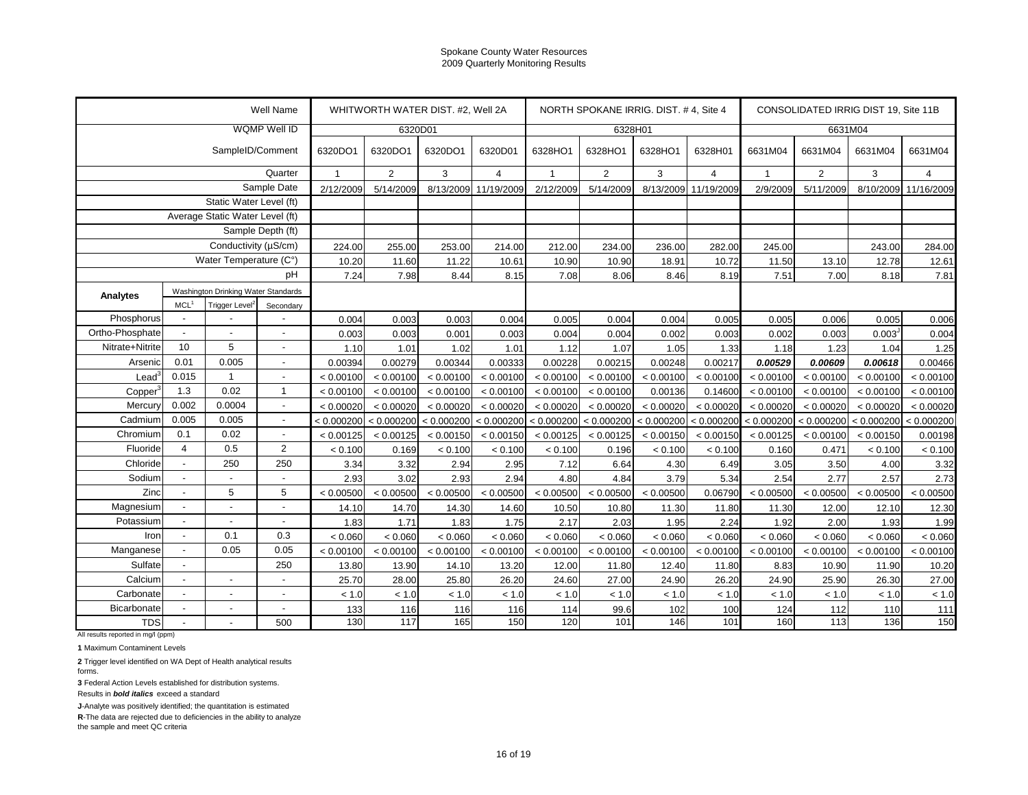Spokane County Water Resources
2009 Quarterly Monitoring Results

| | | | Well Name | WHITWORTH WATER DIST. #2, Well 2A | | | | NORTH SPOKANE IRRIG. DIST. # 4, Site 4 | | | | CONSOLIDATED IRRIG DIST 19, Site 11B | | | |
|---|---|---|---|---|---|---|---|---|---|---|---|---|---|---|---|
| | | | WQMP Well ID | 6320D01 | | | | 6328H01 | | | | 6631M04 | | | |
| | | | SampleID/Comment | 6320DO1 | 6320DO1 | 6320DO1 | 6320D01 | 6328HO1 | 6328HO1 | 6328HO1 | 6328H01 | 6631M04 | 6631M04 | 6631M04 | 6631M04 |
| | | | Quarter | 1 | 2 | 3 | 4 | 1 | 2 | 3 | 4 | 1 | 2 | 3 | 4 |
| | | | Sample Date | 2/12/2009 | 5/14/2009 | 8/13/2009 | 11/19/2009 | 2/12/2009 | 5/14/2009 | 8/13/2009 | 11/19/2009 | 2/9/2009 | 5/11/2009 | 8/10/2009 | 11/16/2009 |
| | | | Static Water Level (ft) | | | | | | | | | | | | |
| | | | Average Static Water Level (ft) | | | | | | | | | | | | |
| | | | Sample Depth (ft) | | | | | | | | | | | | |
| | | | Conductivity (µS/cm) | 224.00 | 255.00 | 253.00 | 214.00 | 212.00 | 234.00 | 236.00 | 282.00 | 245.00 | | 243.00 | 284.00 |
| | | | Water Temperature (C°) | 10.20 | 11.60 | 11.22 | 10.61 | 10.90 | 10.90 | 18.91 | 10.72 | 11.50 | 13.10 | 12.78 | 12.61 |
| | | | pH | 7.24 | 7.98 | 8.44 | 8.15 | 7.08 | 8.06 | 8.46 | 8.19 | 7.51 | 7.00 | 8.18 | 7.81 |
| **Analytes** | Washington Drinking Water Standards | | | | | | | | | | | | | | |
| | MCL[1] | Trigger Level[2] | Secondary | | | | | | | | | | | | |
| Phosphorus | - | - | - | 0.004 | 0.003 | 0.003 | 0.004 | 0.005 | 0.004 | 0.004 | 0.005 | 0.005 | 0.006 | 0.005 | 0.006 |
| Ortho-Phosphate | - | - | - | 0.003 | 0.003 | 0.001 | 0.003 | 0.004 | 0.004 | 0.002 | 0.003 | 0.002 | 0.003 | 0.003[J] | 0.004 |
| Nitrate+Nitrite | 10 | 5 | - | 1.10 | 1.01 | 1.02 | 1.01 | 1.12 | 1.07 | 1.05 | 1.33 | 1.18 | 1.23 | 1.04 | 1.25 |
| Arsenic | 0.01 | 0.005 | - | 0.00394 | 0.00279 | 0.00344 | 0.00333 | 0.00228 | 0.00215 | 0.00248 | 0.00217 | ***0.00529*** | ***0.00609*** | ***0.00618*** | 0.00466 |
| Lead[3] | 0.015 | 1 | - | < 0.00100 | < 0.00100 | < 0.00100 | < 0.00100 | < 0.00100 | < 0.00100 | < 0.00100 | < 0.00100 | < 0.00100 | < 0.00100 | < 0.00100 | < 0.00100 |
| Copper[3] | 1.3 | 0.02 | 1 | < 0.00100 | < 0.00100 | < 0.00100 | < 0.00100 | < 0.00100 | < 0.00100 | 0.00136 | 0.14600 | < 0.00100 | < 0.00100 | < 0.00100 | < 0.00100 |
| Mercury | 0.002 | 0.0004 | - | < 0.00020 | < 0.00020 | < 0.00020 | < 0.00020 | < 0.00020 | < 0.00020 | < 0.00020 | < 0.00020 | < 0.00020 | < 0.00020 | < 0.00020 | < 0.00020 |
| Cadmium | 0.005 | 0.005 | - | < 0.000200 | < 0.000200 | < 0.000200 | < 0.000200 | < 0.000200 | < 0.000200 | < 0.000200 | < 0.000200 | < 0.000200 | < 0.000200 | < 0.000200 | < 0.000200 |
| Chromium | 0.1 | 0.02 | - | < 0.00125 | < 0.00125 | < 0.00150 | < 0.00150 | < 0.00125 | < 0.00125 | < 0.00150 | < 0.00150 | < 0.00125 | < 0.00100 | < 0.00150 | 0.00198 |
| Fluoride | 4 | 0.5 | 2 | < 0.100 | 0.169 | < 0.100 | < 0.100 | < 0.100 | 0.196 | < 0.100 | < 0.100 | 0.160 | 0.471 | < 0.100 | < 0.100 |
| Chloride | - | 250 | 250 | 3.34 | 3.32 | 2.94 | 2.95 | 7.12 | 6.64 | 4.30 | 6.49 | 3.05 | 3.50 | 4.00 | 3.32 |
| Sodium | - | - | - | 2.93 | 3.02 | 2.93 | 2.94 | 4.80 | 4.84 | 3.79 | 5.34 | 2.54 | 2.77 | 2.57 | 2.73 |
| Zinc | - | 5 | 5 | < 0.00500 | < 0.00500 | < 0.00500 | < 0.00500 | < 0.00500 | < 0.00500 | < 0.00500 | 0.06790 | < 0.00500 | < 0.00500 | < 0.00500 | < 0.00500 |
| Magnesium | - | - | - | 14.10 | 14.70 | 14.30 | 14.60 | 10.50 | 10.80 | 11.30 | 11.80 | 11.30 | 12.00 | 12.10 | 12.30 |
| Potassium | - | - | - | 1.83 | 1.71 | 1.83 | 1.75 | 2.17 | 2.03 | 1.95 | 2.24 | 1.92 | 2.00 | 1.93 | 1.99 |
| Iron | - | 0.1 | 0.3 | < 0.060 | < 0.060 | < 0.060 | < 0.060 | < 0.060 | < 0.060 | < 0.060 | < 0.060 | < 0.060 | < 0.060 | < 0.060 | < 0.060 |
| Manganese | - | 0.05 | 0.05 | < 0.00100 | < 0.00100 | < 0.00100 | < 0.00100 | < 0.00100 | < 0.00100 | < 0.00100 | < 0.00100 | < 0.00100 | < 0.00100 | < 0.00100 | < 0.00100 |
| Sulfate | - | | 250 | 13.80 | 13.90 | 14.10 | 13.20 | 12.00 | 11.80 | 12.40 | 11.80 | 8.83 | 10.90 | 11.90 | 10.20 |
| Calcium | - | - | - | 25.70 | 28.00 | 25.80 | 26.20 | 24.60 | 27.00 | 24.90 | 26.20 | 24.90 | 25.90 | 26.30 | 27.00 |
| Carbonate | - | - | - | < 1.0 | < 1.0 | < 1.0 | < 1.0 | < 1.0 | < 1.0 | < 1.0 | < 1.0 | < 1.0 | < 1.0 | < 1.0 | < 1.0 |
| Bicarbonate | - | - | - | 133 | 116 | 116 | 116 | 114 | 99.6 | 102 | 100 | 124 | 112 | 110 | 111 |
| TDS | - | - | 500 | 130 | 117 | 165 | 150 | 120 | 101 | 146 | 101 | 160 | 113 | 136 | 150 |

All results reported in mg/l (ppm)

**1** Maximum Contaminent Levels

**2** Trigger level identified on WA Dept of Health analytical results forms.

**3** Federal Action Levels established for distribution systems.

Results in ***bold italics*** exceed a standard

**J**-Analyte was positively identified; the quantitation is estimated

**R**-The data are rejected due to deficiencies in the ability to analyze the sample and meet QC criteria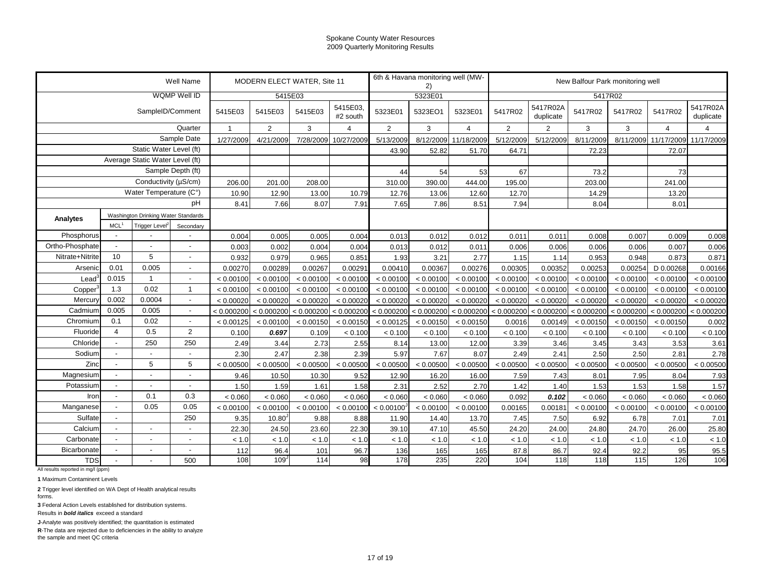Spokane County Water Resources
2009 Quarterly Monitoring Results

| | | | Well Name | MODERN ELECT WATER, Site 11 | | | | 6th & Havana monitoring well (MW-2) | | | New Balfour Park monitoring well | | | | | | |
|---|---|---|---|---|---|---|---|---|---|---|---|---|---|---|---|---|---|
| | | | WQMP Well ID | 5415E03 | | | | 5323E01 | | | 5417R02 | | | | | | |
| | | | SampleID/Comment | 5415E03 | 5415E03 | 5415E03 | 5415E03, #2 south | 5323E01 | 5323EO1 | 5323E01 | 5417R02 | 5417R02A duplicate | 5417R02 | 5417R02 | 5417R02 | 5417R02A duplicate |
| | | | Quarter | 1 | 2 | 3 | 4 | 2 | 3 | 4 | 2 | 2 | 3 | 3 | 4 | 4 |
| | | | Sample Date | 1/27/2009 | 4/21/2009 | 7/28/2009 | 10/27/2009 | 5/13/2009 | 8/12/2009 | 11/18/2009 | 5/12/2009 | 5/12/2009 | 8/11/2009 | 8/11/2009 | 11/17/2009 | 11/17/2009 |
| | | | Static Water Level (ft) | | | | | 43.90 | 52.82 | 51.70 | 64.71 | | 72.23 | | 72.07 | |
| | | | Average Static Water Level (ft) | | | | | | | | | | | | | |
| | | | Sample Depth (ft) | | | | | 44 | 54 | 53 | 67 | | 73.2 | | 73 | |
| | | | Conductivity (µS/cm) | 206.00 | 201.00 | 208.00 | | 310.00 | 390.00 | 444.00 | 195.00 | | 203.00 | | 241.00 | |
| | | | Water Temperature (C°) | 10.90 | 12.90 | 13.00 | 10.79 | 12.76 | 13.06 | 12.60 | 12.70 | | 14.29 | | 13.20 | |
| | | | pH | 8.41 | 7.66 | 8.07 | 7.91 | 7.65 | 7.86 | 8.51 | 7.94 | | 8.04 | | 8.01 | |
| **Analytes** | Washington Drinking Water Standards: MCL[1] | Trigger Level[2] | Secondary | | | | | | | | | | | | | |
| Phosphorus | - | - | - | 0.004 | 0.005 | 0.005 | 0.004 | 0.013 | 0.012 | 0.012 | 0.011 | 0.011 | 0.008 | 0.007 | 0.009 | 0.008 |
| Ortho-Phosphate | - | - | - | 0.003 | 0.002 | 0.004 | 0.004 | 0.013 | 0.012 | 0.011 | 0.006 | 0.006 | 0.006 | 0.006 | 0.007 | 0.006 |
| Nitrate+Nitrite | 10 | 5 | - | 0.932 | 0.979 | 0.965 | 0.851 | 1.93 | 3.21 | 2.77 | 1.15 | 1.14 | 0.953 | 0.948 | 0.873 | 0.871 |
| Arsenic | 0.01 | 0.005 | - | 0.00270 | 0.00289 | 0.00267 | 0.00291 | 0.00410 | 0.00367 | 0.00276 | 0.00305 | 0.00352 | 0.00253 | 0.00254 | D 0.00268 | 0.00166 |
| Lead[3] | 0.015 | 1 | - | < 0.00100 | < 0.00100 | < 0.00100 | < 0.00100 | < 0.00100 | < 0.00100 | < 0.00100 | < 0.00100 | < 0.00100 | < 0.00100 | < 0.00100 | < 0.00100 | < 0.00100 |
| Copper[3] | 1.3 | 0.02 | 1 | < 0.00100 | < 0.00100 | < 0.00100 | < 0.00100 | < 0.00100 | < 0.00100 | < 0.00100 | < 0.00100 | < 0.00100 | < 0.00100 | < 0.00100 | < 0.00100 | < 0.00100 |
| Mercury | 0.002 | 0.0004 | - | < 0.00020 | < 0.00020 | < 0.00020 | < 0.00020 | < 0.00020 | < 0.00020 | < 0.00020 | < 0.00020 | < 0.00020 | < 0.00020 | < 0.00020 | < 0.00020 | < 0.00020 |
| Cadmium | 0.005 | 0.005 | - | < 0.000200 | < 0.000200 | < 0.000200 | < 0.000200 | < 0.000200 | < 0.000200 | < 0.000200 | < 0.000200 | < 0.000200 | < 0.000200 | < 0.000200 | < 0.000200 | < 0.000200 |
| Chromium | 0.1 | 0.02 | - | < 0.00125 | < 0.00100 | < 0.00150 | < 0.00150 | < 0.00125 | < 0.00150 | < 0.00150 | 0.0016 | 0.00149 | < 0.00150 | < 0.00150 | < 0.00150 | 0.002 |
| Fluoride | 4 | 0.5 | 2 | 0.100 | ***0.697*** | 0.109 | < 0.100 | < 0.100 | < 0.100 | < 0.100 | < 0.100 | < 0.100 | < 0.100 | < 0.100 | < 0.100 | < 0.100 |
| Chloride | - | 250 | 250 | 2.49 | 3.44 | 2.73 | 2.55 | 8.14 | 13.00 | 12.00 | 3.39 | 3.46 | 3.45 | 3.43 | 3.53 | 3.61 |
| Sodium | - | - | - | 2.30 | 2.47 | 2.38 | 2.39 | 5.97 | 7.67 | 8.07 | 2.49 | 2.41 | 2.50 | 2.50 | 2.81 | 2.78 |
| Zinc | - | 5 | 5 | < 0.00500 | < 0.00500 | < 0.00500 | < 0.00500 | < 0.00500 | < 0.00500 | < 0.00500 | < 0.00500 | < 0.00500 | < 0.00500 | < 0.00500 | < 0.00500 | < 0.00500 |
| Magnesium | - | - | - | 9.46 | 10.50 | 10.30 | 9.52 | 12.90 | 16.20 | 16.00 | 7.59 | 7.43 | 8.01 | 7.95 | 8.04 | 7.93 |
| Potassium | - | - | - | 1.50 | 1.59 | 1.61 | 1.58 | 2.31 | 2.52 | 2.70 | 1.42 | 1.40 | 1.53 | 1.53 | 1.58 | 1.57 |
| Iron | - | 0.1 | 0.3 | < 0.060 | < 0.060 | < 0.060 | < 0.060 | < 0.060 | < 0.060 | < 0.060 | 0.092 | ***0.102*** | < 0.060 | < 0.060 | < 0.060 | < 0.060 |
| Manganese | - | 0.05 | 0.05 | < 0.00100 | < 0.00100 | < 0.00100 | < 0.00100 | < 0.00100[J] | < 0.00100 | < 0.00100 | 0.00165 | 0.00181 | < 0.00100 | < 0.00100 | < 0.00100 | < 0.00100 |
| Sulfate | - | | 250 | 9.35 | 10.80[J] | 9.88 | 8.88 | 11.90 | 14.40 | 13.70 | 7.45 | 7.50 | 6.92 | 6.78 | 7.01 | 7.01 |
| Calcium | - | - | - | 22.30 | 24.50 | 23.60 | 22.30 | 39.10 | 47.10 | 45.50 | 24.20 | 24.00 | 24.80 | 24.70 | 26.00 | 25.80 |
| Carbonate | - | - | - | < 1.0 | < 1.0 | < 1.0 | < 1.0 | < 1.0 | < 1.0 | < 1.0 | < 1.0 | < 1.0 | < 1.0 | < 1.0 | < 1.0 | < 1.0 |
| Bicarbonate | - | - | - | 112 | 96.4 | 101 | 96.7 | 136 | 165 | 165 | 87.8 | 86.7 | 92.4 | 92.2 | 95 | 95.5 |
| TDS | - | - | 500 | 108 | 109[J] | 114 | 98 | 178 | 235 | 220 | 104 | 118 | 118 | 115 | 126 | 106 |

All results reported in mg/l (ppm)

**1** Maximum Contaminent Levels

**2** Trigger level identified on WA Dept of Health analytical results forms.

**3** Federal Action Levels established for distribution systems.

Results in ***bold italics*** exceed a standard

**J**-Analyte was positively identified; the quantitation is estimated

**R**-The data are rejected due to deficiencies in the ability to analyze the sample and meet QC criteria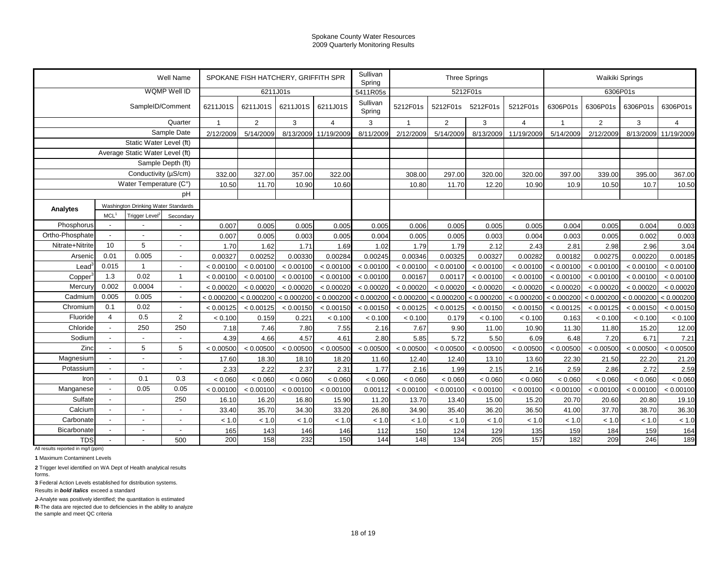Spokane County Water Resources
2009 Quarterly Monitoring Results

| | | | Well Name | SPOKANE FISH HATCHERY, GRIFFITH SPR | | | | Sullivan Spring | Three Springs | | | | Waikiki Springs | | | |
|---|---|---|---|---|---|---|---|---|---|---|---|---|---|---|---|---|
| | | | WQMP Well ID | 6211J01s | | | | 5411R05s | 5212F01s | | | | 6306P01s | | | |
| | | | SampleID/Comment | 6211J01S | 6211J01S | 6211J01S | 6211J01S | Sullivan Spring | 5212F01s | 5212F01s | 5212F01s | 5212F01s | 6306P01s | 6306P01s | 6306P01s | 6306P01s |
| | | | Quarter | 1 | 2 | 3 | 4 | 3 | 1 | 2 | 3 | 4 | 1 | 2 | 3 | 4 |
| | | | Sample Date | 2/12/2009 | 5/14/2009 | 8/13/2009 | 11/19/2009 | 8/11/2009 | 2/12/2009 | 5/14/2009 | 8/13/2009 | 11/19/2009 | 5/14/2009 | 2/12/2009 | 8/13/2009 | 11/19/2009 |
| | | | Static Water Level (ft) | | | | | | | | | | | | | |
| | | | Average Static Water Level (ft) | | | | | | | | | | | | | |
| | | | Sample Depth (ft) | | | | | | | | | | | | | |
| | | | Conductivity (µS/cm) | 332.00 | 327.00 | 357.00 | 322.00 | | 308.00 | 297.00 | 320.00 | 320.00 | 397.00 | 339.00 | 395.00 | 367.00 |
| | | | Water Temperature (C°) | 10.50 | 11.70 | 10.90 | 10.60 | | 10.80 | 11.70 | 12.20 | 10.90 | 10.9 | 10.50 | 10.7 | 10.50 |
| | | | pH | | | | | | | | | | | | | |
| Analytes | Washington Drinking Water Standards | | | | | | | | | | | | | | | |
| | MCL[1] | Trigger Level[2] | Secondary | | | | | | | | | | | | | |
| Phosphorus | - | - | - | 0.007 | 0.005 | 0.005 | 0.005 | 0.005 | 0.006 | 0.005 | 0.005 | 0.005 | 0.004 | 0.005 | 0.004 | 0.003 |
| Ortho-Phosphate | - | - | - | 0.007 | 0.005 | 0.003 | 0.005 | 0.004 | 0.005 | 0.005 | 0.003 | 0.004 | 0.003 | 0.005 | 0.002 | 0.003 |
| Nitrate+Nitrite | 10 | 5 | - | 1.70 | 1.62 | 1.71 | 1.69 | 1.02 | 1.79 | 1.79 | 2.12 | 2.43 | 2.81 | 2.98 | 2.96 | 3.04 |
| Arsenic | 0.01 | 0.005 | - | 0.00327 | 0.00252 | 0.00330 | 0.00284 | 0.00245 | 0.00346 | 0.00325 | 0.00327 | 0.00282 | 0.00182 | 0.00275 | 0.00220 | 0.00185 |
| Lead[3] | 0.015 | 1 | - | < 0.00100 | < 0.00100 | < 0.00100 | < 0.00100 | < 0.00100 | < 0.00100 | < 0.00100 | < 0.00100 | < 0.00100 | < 0.00100 | < 0.00100 | < 0.00100 | < 0.00100 |
| Copper[3] | 1.3 | 0.02 | 1 | < 0.00100 | < 0.00100 | < 0.00100 | < 0.00100 | < 0.00100 | 0.00167 | 0.00117 | < 0.00100 | < 0.00100 | < 0.00100 | < 0.00100 | < 0.00100 | < 0.00100 |
| Mercury | 0.002 | 0.0004 | - | < 0.00020 | < 0.00020 | < 0.00020 | < 0.00020 | < 0.00020 | < 0.00020 | < 0.00020 | < 0.00020 | < 0.00020 | < 0.00020 | < 0.00020 | < 0.00020 | < 0.00020 |
| Cadmium | 0.005 | 0.005 | - | < 0.000200 | < 0.000200 | < 0.000200 | < 0.000200 | < 0.000200 | < 0.000200 | < 0.000200 | < 0.000200 | < 0.000200 | < 0.000200 | < 0.000200 | < 0.000200 | < 0.000200 |
| Chromium | 0.1 | 0.02 | - | < 0.00125 | < 0.00125 | < 0.00150 | < 0.00150 | < 0.00150 | < 0.00125 | < 0.00125 | < 0.00150 | < 0.00150 | < 0.00125 | < 0.00125 | < 0.00150 | < 0.00150 |
| Fluoride | 4 | 0.5 | 2 | < 0.100 | 0.159 | 0.221 | < 0.100 | < 0.100 | < 0.100 | 0.179 | < 0.100 | < 0.100 | 0.163 | < 0.100 | < 0.100 | < 0.100 |
| Chloride | - | 250 | 250 | 7.18 | 7.46 | 7.80 | 7.55 | 2.16 | 7.67 | 9.90 | 11.00 | 10.90 | 11.30 | 11.80 | 15.20 | 12.00 |
| Sodium | - | - | - | 4.39 | 4.66 | 4.57 | 4.61 | 2.80 | 5.85 | 5.72 | 5.50 | 6.09 | 6.48 | 7.20 | 6.71 | 7.21 |
| Zinc | - | 5 | 5 | < 0.00500 | < 0.00500 | < 0.00500 | < 0.00500 | < 0.00500 | < 0.00500 | < 0.00500 | < 0.00500 | < 0.00500 | < 0.00500 | < 0.00500 | < 0.00500 | < 0.00500 |
| Magnesium | - | - | - | 17.60 | 18.30 | 18.10 | 18.20 | 11.60 | 12.40 | 12.40 | 13.10 | 13.60 | 22.30 | 21.50 | 22.20 | 21.20 |
| Potassium | - | - | - | 2.33 | 2.22 | 2.37 | 2.31 | 1.77 | 2.16 | 1.99 | 2.15 | 2.16 | 2.59 | 2.86 | 2.72 | 2.59 |
| Iron | - | 0.1 | 0.3 | < 0.060 | < 0.060 | < 0.060 | < 0.060 | < 0.060 | < 0.060 | < 0.060 | < 0.060 | < 0.060 | < 0.060 | < 0.060 | < 0.060 | < 0.060 |
| Manganese | - | 0.05 | 0.05 | < 0.00100 | < 0.00100 | < 0.00100 | < 0.00100 | 0.00112 | < 0.00100 | < 0.00100 | < 0.00100 | < 0.00100 | < 0.00100 | < 0.00100 | < 0.00100 | < 0.00100 |
| Sulfate | - | | 250 | 16.10 | 16.20 | 16.80 | 15.90 | 11.20 | 13.70 | 13.40 | 15.00 | 15.20 | 20.70 | 20.60 | 20.80 | 19.10 |
| Calcium | - | - | - | 33.40 | 35.70 | 34.30 | 33.20 | 26.80 | 34.90 | 35.40 | 36.20 | 36.50 | 41.00 | 37.70 | 38.70 | 36.30 |
| Carbonate | - | - | - | < 1.0 | < 1.0 | < 1.0 | < 1.0 | < 1.0 | < 1.0 | < 1.0 | < 1.0 | < 1.0 | < 1.0 | < 1.0 | < 1.0 | < 1.0 |
| Bicarbonate | - | - | - | 165 | 143 | 146 | 146 | 112 | 150 | 124 | 129 | 135 | 159 | 184 | 159 | 164 |
| TDS | - | - | 500 | 200 | 158 | 232 | 150 | 144 | 148 | 134 | 205 | 157 | 182 | 209 | 246 | 189 |

All results reported in mg/l (ppm)

**1** Maximum Contaminent Levels

**2** Trigger level identified on WA Dept of Health analytical results forms.

**3** Federal Action Levels established for distribution systems.

Results in ***bold italics*** exceed a standard

**J**-Analyte was positively identified; the quantitation is estimated

**R**-The data are rejected due to deficiencies in the ability to analyze the sample and meet QC criteria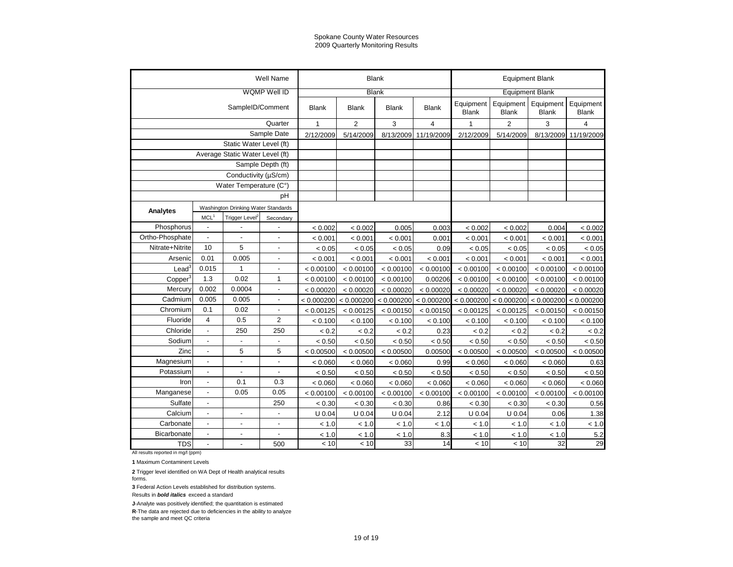Spokane County Water Resources
2009 Quarterly Monitoring Results

| | | | Well Name | Blank | | | | Equipment Blank | | | |
|---|---|---|---|---|---|---|---|---|---|---|---|
| | | | WQMP Well ID | Blank | | | | Equipment Blank | | | |
| | | | SampleID/Comment | Blank | Blank | Blank | Blank | Equipment Blank | Equipment Blank | Equipment Blank | Equipment Blank |
| | | | Quarter | 1 | 2 | 3 | 4 | 1 | 2 | 3 | 4 |
| | | | Sample Date | 2/12/2009 | 5/14/2009 | 8/13/2009 | 11/19/2009 | 2/12/2009 | 5/14/2009 | 8/13/2009 | 11/19/2009 |
| | | | Static Water Level (ft) | | | | | | | | |
| | | | Average Static Water Level (ft) | | | | | | | | |
| | | | Sample Depth (ft) | | | | | | | | |
| | | | Conductivity (µS/cm) | | | | | | | | |
| | | | Water Temperature (C°) | | | | | | | | |
| | | | pH | | | | | | | | |
| **Analytes** | Washington Drinking Water Standards | | | | | | | | | | |
| | MCL[1] | Trigger Level[2] | Secondary | | | | | | | | |
| Phosphorus | - | - | - | < 0.002 | < 0.002 | 0.005 | 0.003 | < 0.002 | < 0.002 | 0.004 | < 0.002 |
| Ortho-Phosphate | - | - | - | < 0.001 | < 0.001 | < 0.001 | 0.001 | < 0.001 | < 0.001 | < 0.001 | < 0.001 |
| Nitrate+Nitrite | 10 | 5 | - | < 0.05 | < 0.05 | < 0.05 | 0.09 | < 0.05 | < 0.05 | < 0.05 | < 0.05 |
| Arsenic | 0.01 | 0.005 | - | < 0.001 | < 0.001 | < 0.001 | < 0.001 | < 0.001 | < 0.001 | < 0.001 | < 0.001 |
| Lead[3] | 0.015 | 1 | - | < 0.00100 | < 0.00100 | < 0.00100 | < 0.00100 | < 0.00100 | < 0.00100 | < 0.00100 | < 0.00100 |
| Copper[3] | 1.3 | 0.02 | 1 | < 0.00100 | < 0.00100 | < 0.00100 | 0.00206 | < 0.00100 | < 0.00100 | < 0.00100 | < 0.00100 |
| Mercury | 0.002 | 0.0004 | - | < 0.00020 | < 0.00020 | < 0.00020 | < 0.00020 | < 0.00020 | < 0.00020 | < 0.00020 | < 0.00020 |
| Cadmium | 0.005 | 0.005 | - | < 0.000200 | < 0.000200 | < 0.000200 | < 0.000200 | < 0.000200 | < 0.000200 | < 0.000200 | < 0.000200 |
| Chromium | 0.1 | 0.02 | - | < 0.00125 | < 0.00125 | < 0.00150 | < 0.00150 | < 0.00125 | < 0.00125 | < 0.00150 | < 0.00150 |
| Fluoride | 4 | 0.5 | 2 | < 0.100 | < 0.100 | < 0.100 | < 0.100 | < 0.100 | < 0.100 | < 0.100 | < 0.100 |
| Chloride | - | 250 | 250 | < 0.2 | < 0.2 | < 0.2 | 0.23 | < 0.2 | < 0.2 | < 0.2 | < 0.2 |
| Sodium | - | - | - | < 0.50 | < 0.50 | < 0.50 | < 0.50 | < 0.50 | < 0.50 | < 0.50 | < 0.50 |
| Zinc | - | 5 | 5 | < 0.00500 | < 0.00500 | < 0.00500 | 0.00500 | < 0.00500 | < 0.00500 | < 0.00500 | < 0.00500 |
| Magnesium | - | - | - | < 0.060 | < 0.060 | < 0.060 | 0.99 | < 0.060 | < 0.060 | < 0.060 | 0.63 |
| Potassium | - | - | - | < 0.50 | < 0.50 | < 0.50 | < 0.50 | < 0.50 | < 0.50 | < 0.50 | < 0.50 |
| Iron | - | 0.1 | 0.3 | < 0.060 | < 0.060 | < 0.060 | < 0.060 | < 0.060 | < 0.060 | < 0.060 | < 0.060 |
| Manganese | - | 0.05 | 0.05 | < 0.00100 | < 0.00100 | < 0.00100 | < 0.00100 | < 0.00100 | < 0.00100 | < 0.00100 | < 0.00100 |
| Sulfate | - | | 250 | < 0.30 | < 0.30 | < 0.30 | 0.86 | < 0.30 | < 0.30 | < 0.30 | 0.56 |
| Calcium | - | - | - | U 0.04 | U 0.04 | U 0.04 | 2.12 | U 0.04 | U 0.04 | 0.06 | 1.38 |
| Carbonate | - | - | - | < 1.0 | < 1.0 | < 1.0 | < 1.0 | < 1.0 | < 1.0 | < 1.0 | < 1.0 |
| Bicarbonate | - | - | - | < 1.0 | < 1.0 | < 1.0 | 8.3 | < 1.0 | < 1.0 | < 1.0 | 5.2 |
| TDS | - | - | 500 | < 10 | < 10 | 33 | 14 | < 10 | < 10 | 32 | 29 |

All results reported in mg/l (ppm)

**1** Maximum Contaminent Levels

**2** Trigger level identified on WA Dept of Health analytical results forms.

**3** Federal Action Levels established for distribution systems.

Results in ***bold italics*** exceed a standard

**J**-Analyte was positively identified; the quantitation is estimated

**R**-The data are rejected due to deficiencies in the ability to analyze the sample and meet QC criteria